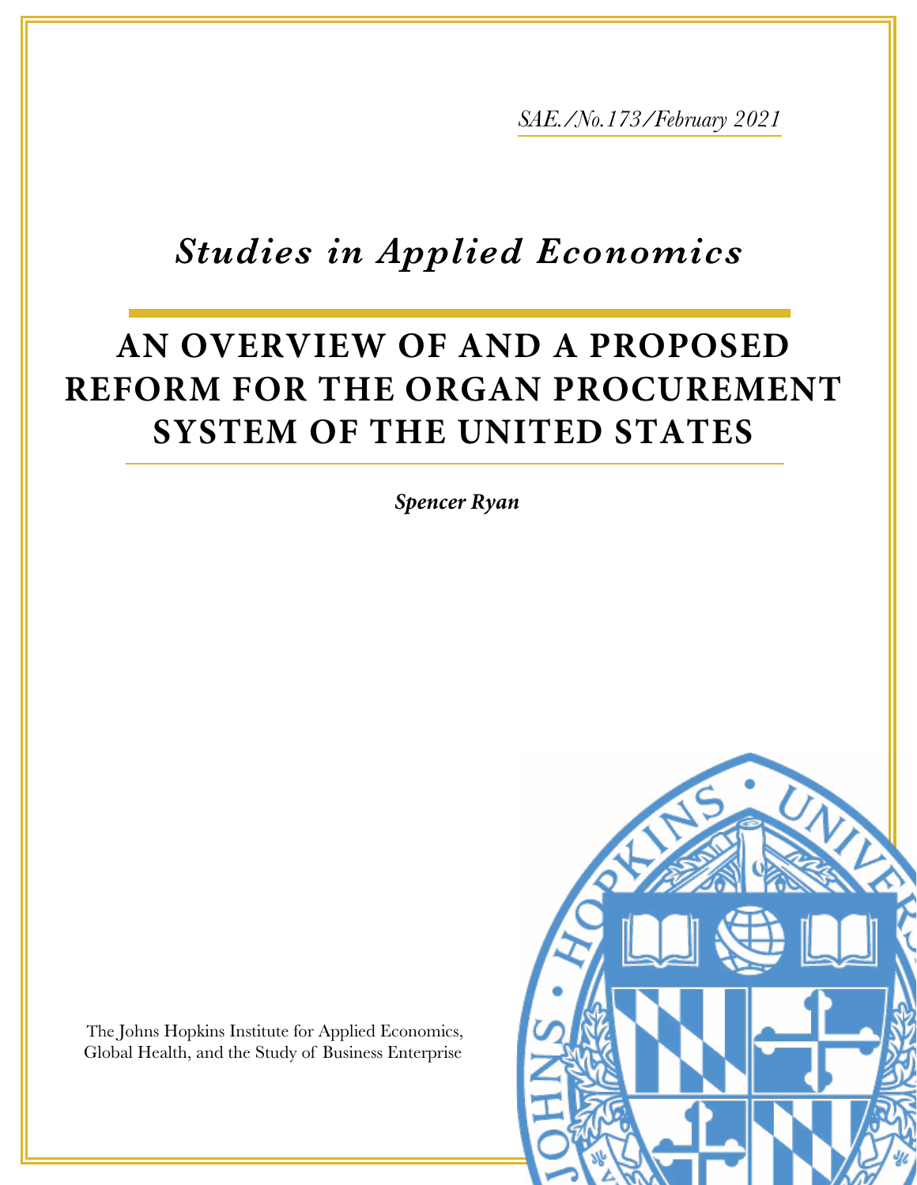*SAE./No.173/February 2021*

# *Studies in Applied Economics*

# AN OVERVIEW OF AND A PROPOSED REFORM FOR THE ORGAN PROCUREMENT SYSTEM OF THE UNITED STATES

***Spencer Ryan***

The Johns Hopkins Institute for Applied Economics, Global Health, and the Study of Business Enterprise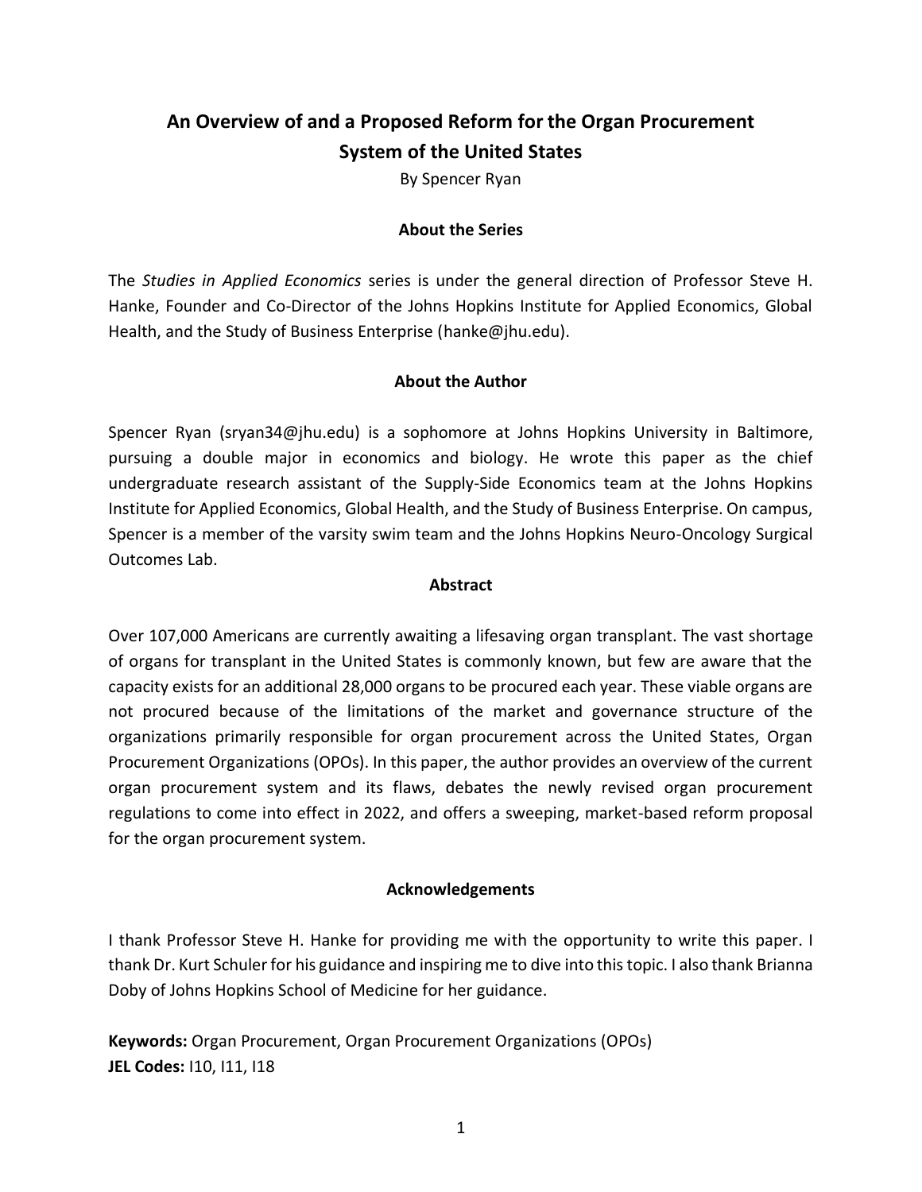# An Overview of and a Proposed Reform for the Organ Procurement System of the United States

By Spencer Ryan

### About the Series

The *Studies in Applied Economics* series is under the general direction of Professor Steve H. Hanke, Founder and Co-Director of the Johns Hopkins Institute for Applied Economics, Global Health, and the Study of Business Enterprise (hanke@jhu.edu).

### About the Author

Spencer Ryan (sryan34@jhu.edu) is a sophomore at Johns Hopkins University in Baltimore, pursuing a double major in economics and biology. He wrote this paper as the chief undergraduate research assistant of the Supply-Side Economics team at the Johns Hopkins Institute for Applied Economics, Global Health, and the Study of Business Enterprise. On campus, Spencer is a member of the varsity swim team and the Johns Hopkins Neuro-Oncology Surgical Outcomes Lab.

### Abstract

Over 107,000 Americans are currently awaiting a lifesaving organ transplant. The vast shortage of organs for transplant in the United States is commonly known, but few are aware that the capacity exists for an additional 28,000 organs to be procured each year. These viable organs are not procured because of the limitations of the market and governance structure of the organizations primarily responsible for organ procurement across the United States, Organ Procurement Organizations (OPOs). In this paper, the author provides an overview of the current organ procurement system and its flaws, debates the newly revised organ procurement regulations to come into effect in 2022, and offers a sweeping, market-based reform proposal for the organ procurement system.

### Acknowledgements

I thank Professor Steve H. Hanke for providing me with the opportunity to write this paper. I thank Dr. Kurt Schuler for his guidance and inspiring me to dive into this topic. I also thank Brianna Doby of Johns Hopkins School of Medicine for her guidance.

**Keywords:** Organ Procurement, Organ Procurement Organizations (OPOs)
**JEL Codes:** I10, I11, I18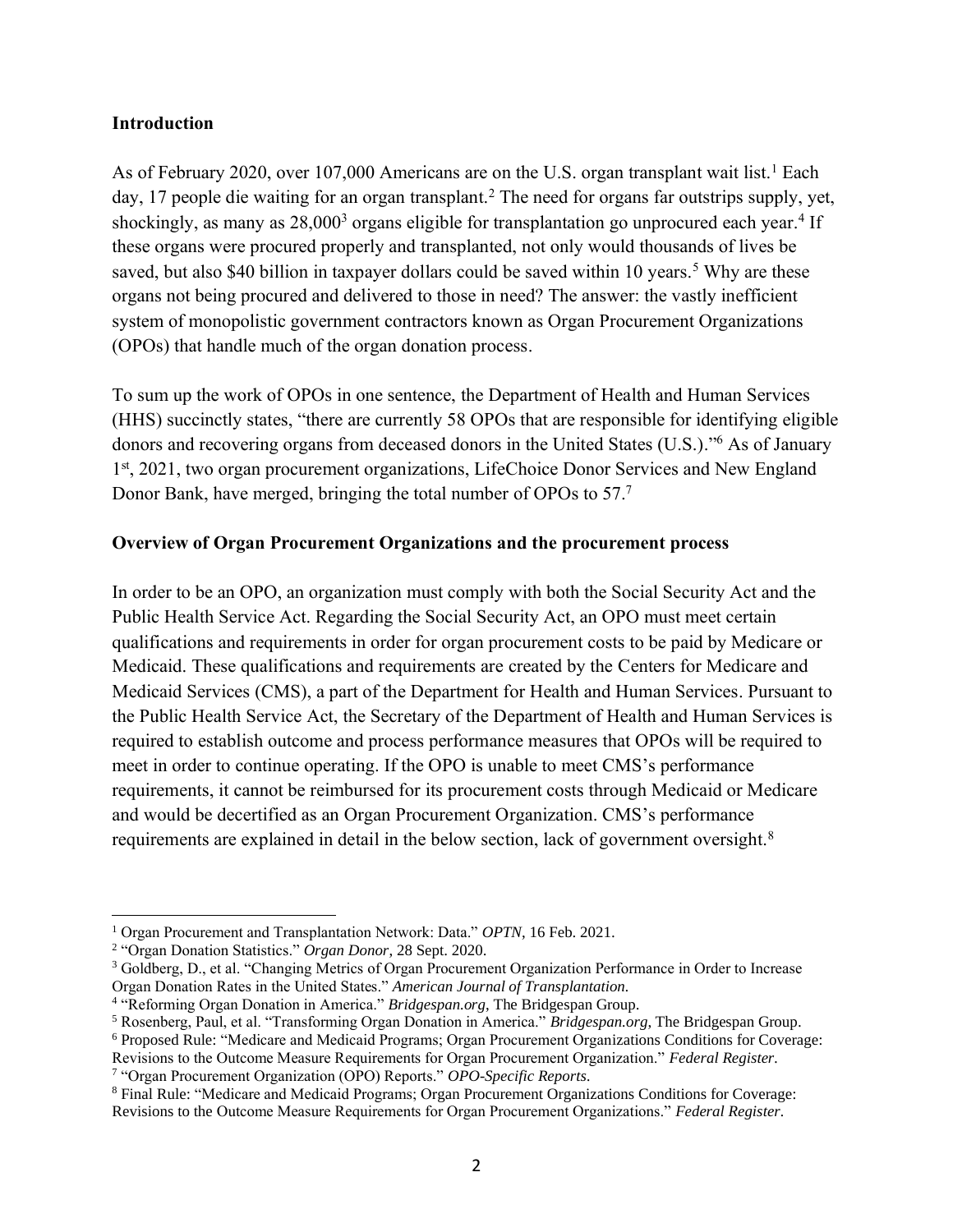## Introduction

As of February 2020, over 107,000 Americans are on the U.S. organ transplant wait list.[1] Each day, 17 people die waiting for an organ transplant.[2] The need for organs far outstrips supply, yet, shockingly, as many as 28,000[3] organs eligible for transplantation go unprocured each year.[4] If these organs were procured properly and transplanted, not only would thousands of lives be saved, but also $40 billion in taxpayer dollars could be saved within 10 years.[5] Why are these organs not being procured and delivered to those in need? The answer: the vastly inefficient system of monopolistic government contractors known as Organ Procurement Organizations (OPOs) that handle much of the organ donation process.

To sum up the work of OPOs in one sentence, the Department of Health and Human Services (HHS) succinctly states, "there are currently 58 OPOs that are responsible for identifying eligible donors and recovering organs from deceased donors in the United States (U.S.)."[6] As of January 1st, 2021, two organ procurement organizations, LifeChoice Donor Services and New England Donor Bank, have merged, bringing the total number of OPOs to 57.[7]

## Overview of Organ Procurement Organizations and the procurement process

In order to be an OPO, an organization must comply with both the Social Security Act and the Public Health Service Act. Regarding the Social Security Act, an OPO must meet certain qualifications and requirements in order for organ procurement costs to be paid by Medicare or Medicaid. These qualifications and requirements are created by the Centers for Medicare and Medicaid Services (CMS), a part of the Department for Health and Human Services. Pursuant to the Public Health Service Act, the Secretary of the Department of Health and Human Services is required to establish outcome and process performance measures that OPOs will be required to meet in order to continue operating. If the OPO is unable to meet CMS's performance requirements, it cannot be reimbursed for its procurement costs through Medicaid or Medicare and would be decertified as an Organ Procurement Organization. CMS's performance requirements are explained in detail in the below section, lack of government oversight.[8]

---

[1] Organ Procurement and Transplantation Network: Data." *OPTN*, 16 Feb. 2021.

[2] "Organ Donation Statistics." *Organ Donor*, 28 Sept. 2020.

[3] Goldberg, D., et al. "Changing Metrics of Organ Procurement Organization Performance in Order to Increase Organ Donation Rates in the United States." *American Journal of Transplantation*.

[4] "Reforming Organ Donation in America." *Bridgespan.org*, The Bridgespan Group.

[5] Rosenberg, Paul, et al. "Transforming Organ Donation in America." *Bridgespan.org*, The Bridgespan Group.

[6] Proposed Rule: "Medicare and Medicaid Programs; Organ Procurement Organizations Conditions for Coverage: Revisions to the Outcome Measure Requirements for Organ Procurement Organization." *Federal Register*.

[7] "Organ Procurement Organization (OPO) Reports." *OPO-Specific Reports*.

[8] Final Rule: "Medicare and Medicaid Programs; Organ Procurement Organizations Conditions for Coverage: Revisions to the Outcome Measure Requirements for Organ Procurement Organizations." *Federal Register*.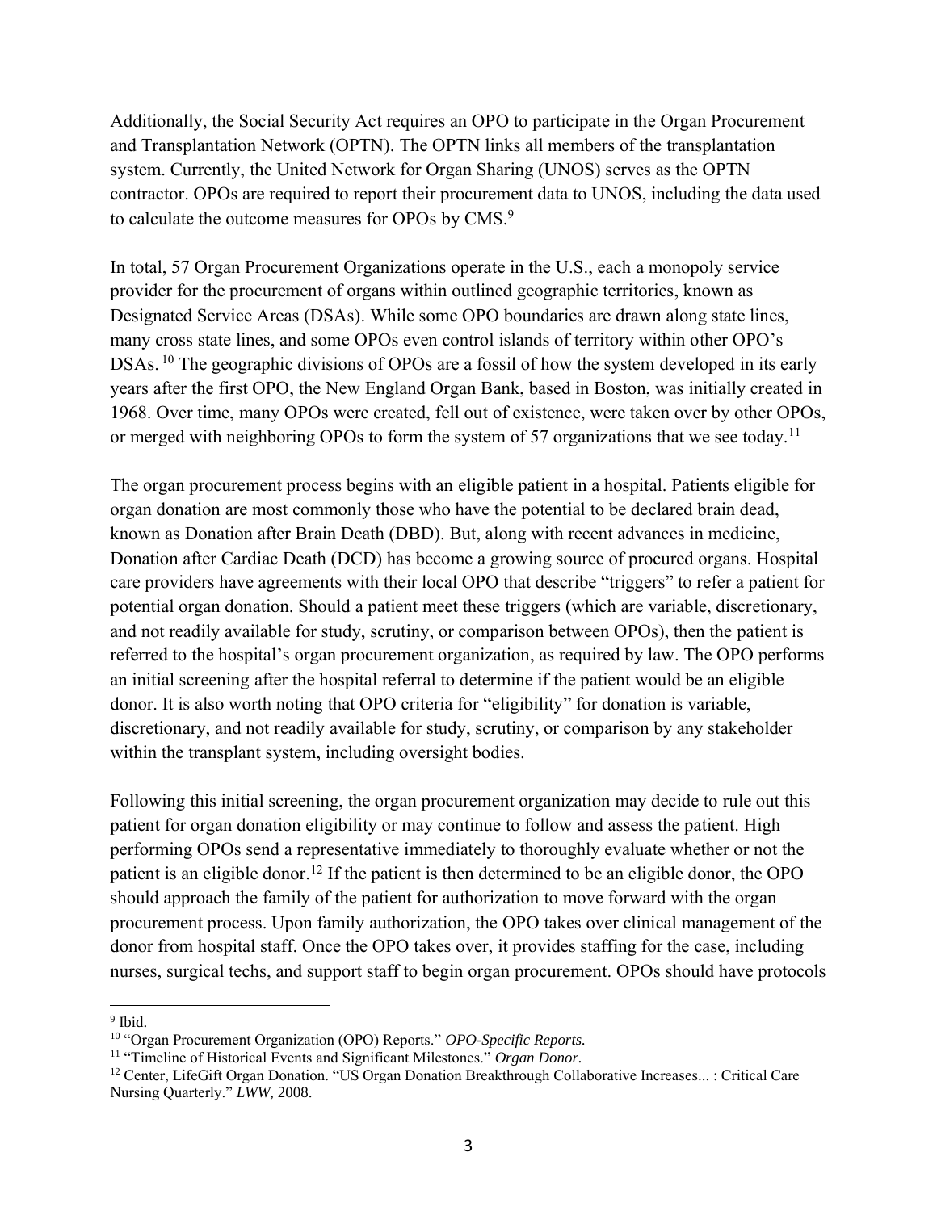Additionally, the Social Security Act requires an OPO to participate in the Organ Procurement and Transplantation Network (OPTN). The OPTN links all members of the transplantation system. Currently, the United Network for Organ Sharing (UNOS) serves as the OPTN contractor. OPOs are required to report their procurement data to UNOS, including the data used to calculate the outcome measures for OPOs by CMS.[9]

In total, 57 Organ Procurement Organizations operate in the U.S., each a monopoly service provider for the procurement of organs within outlined geographic territories, known as Designated Service Areas (DSAs). While some OPO boundaries are drawn along state lines, many cross state lines, and some OPOs even control islands of territory within other OPO's DSAs.[10] The geographic divisions of OPOs are a fossil of how the system developed in its early years after the first OPO, the New England Organ Bank, based in Boston, was initially created in 1968. Over time, many OPOs were created, fell out of existence, were taken over by other OPOs, or merged with neighboring OPOs to form the system of 57 organizations that we see today.[11]

The organ procurement process begins with an eligible patient in a hospital. Patients eligible for organ donation are most commonly those who have the potential to be declared brain dead, known as Donation after Brain Death (DBD). But, along with recent advances in medicine, Donation after Cardiac Death (DCD) has become a growing source of procured organs. Hospital care providers have agreements with their local OPO that describe "triggers" to refer a patient for potential organ donation. Should a patient meet these triggers (which are variable, discretionary, and not readily available for study, scrutiny, or comparison between OPOs), then the patient is referred to the hospital's organ procurement organization, as required by law. The OPO performs an initial screening after the hospital referral to determine if the patient would be an eligible donor. It is also worth noting that OPO criteria for "eligibility" for donation is variable, discretionary, and not readily available for study, scrutiny, or comparison by any stakeholder within the transplant system, including oversight bodies.

Following this initial screening, the organ procurement organization may decide to rule out this patient for organ donation eligibility or may continue to follow and assess the patient. High performing OPOs send a representative immediately to thoroughly evaluate whether or not the patient is an eligible donor.[12] If the patient is then determined to be an eligible donor, the OPO should approach the family of the patient for authorization to move forward with the organ procurement process. Upon family authorization, the OPO takes over clinical management of the donor from hospital staff. Once the OPO takes over, it provides staffing for the case, including nurses, surgical techs, and support staff to begin organ procurement. OPOs should have protocols

---

[9] Ibid.

[10] "Organ Procurement Organization (OPO) Reports." *OPO-Specific Reports.*

[11] "Timeline of Historical Events and Significant Milestones." *Organ Donor.*

[12] Center, LifeGift Organ Donation. "US Organ Donation Breakthrough Collaborative Increases... : Critical Care Nursing Quarterly." *LWW,* 2008.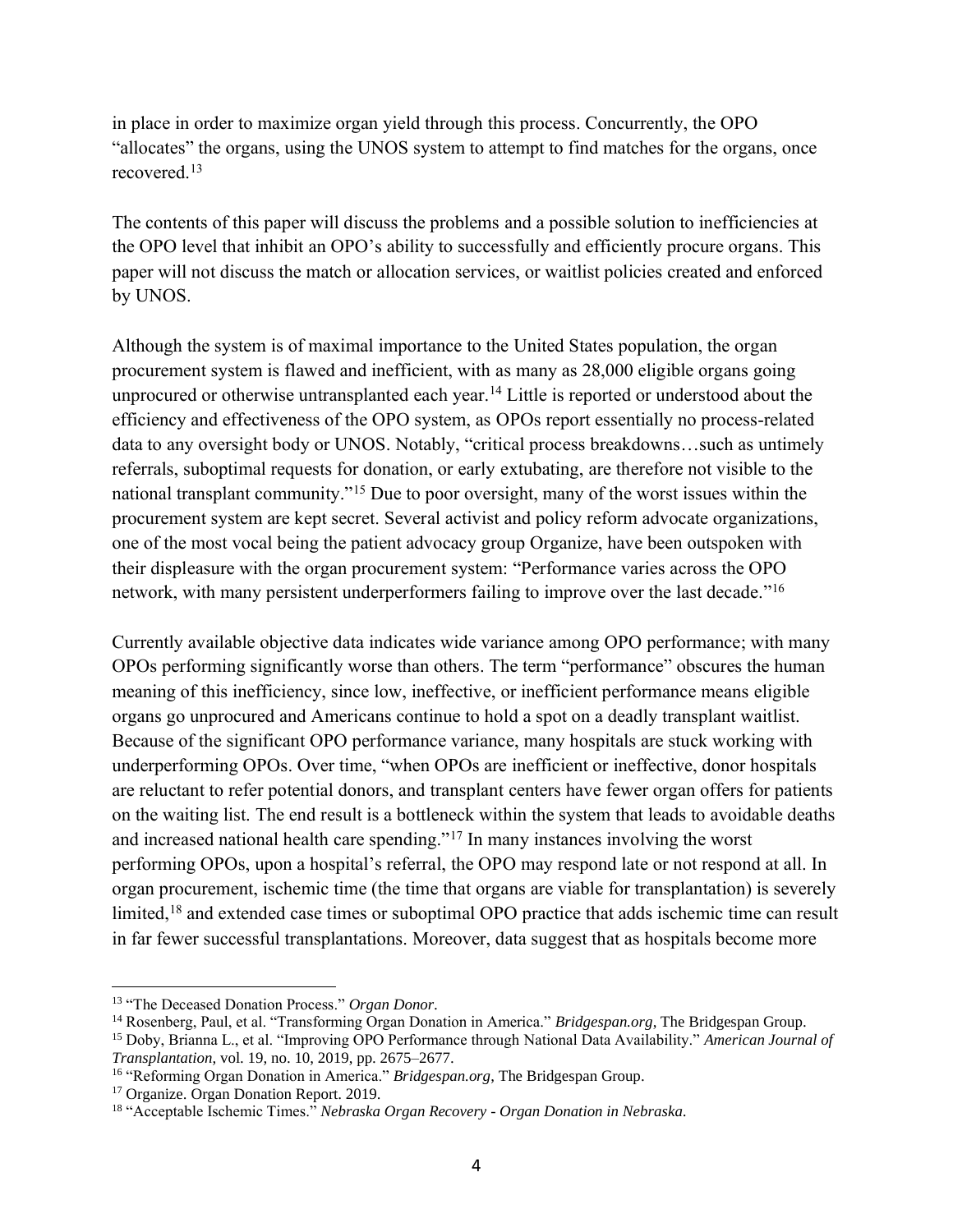in place in order to maximize organ yield through this process. Concurrently, the OPO "allocates" the organs, using the UNOS system to attempt to find matches for the organs, once recovered.[13]

The contents of this paper will discuss the problems and a possible solution to inefficiencies at the OPO level that inhibit an OPO's ability to successfully and efficiently procure organs. This paper will not discuss the match or allocation services, or waitlist policies created and enforced by UNOS.

Although the system is of maximal importance to the United States population, the organ procurement system is flawed and inefficient, with as many as 28,000 eligible organs going unprocured or otherwise untransplanted each year.[14] Little is reported or understood about the efficiency and effectiveness of the OPO system, as OPOs report essentially no process-related data to any oversight body or UNOS. Notably, "critical process breakdowns…such as untimely referrals, suboptimal requests for donation, or early extubating, are therefore not visible to the national transplant community."[15] Due to poor oversight, many of the worst issues within the procurement system are kept secret. Several activist and policy reform advocate organizations, one of the most vocal being the patient advocacy group Organize, have been outspoken with their displeasure with the organ procurement system: "Performance varies across the OPO network, with many persistent underperformers failing to improve over the last decade."[16]

Currently available objective data indicates wide variance among OPO performance; with many OPOs performing significantly worse than others. The term "performance" obscures the human meaning of this inefficiency, since low, ineffective, or inefficient performance means eligible organs go unprocured and Americans continue to hold a spot on a deadly transplant waitlist. Because of the significant OPO performance variance, many hospitals are stuck working with underperforming OPOs. Over time, "when OPOs are inefficient or ineffective, donor hospitals are reluctant to refer potential donors, and transplant centers have fewer organ offers for patients on the waiting list. The end result is a bottleneck within the system that leads to avoidable deaths and increased national health care spending."[17] In many instances involving the worst performing OPOs, upon a hospital's referral, the OPO may respond late or not respond at all. In organ procurement, ischemic time (the time that organs are viable for transplantation) is severely limited,[18] and extended case times or suboptimal OPO practice that adds ischemic time can result in far fewer successful transplantations. Moreover, data suggest that as hospitals become more

---

[13] "The Deceased Donation Process." *Organ Donor*.

[14] Rosenberg, Paul, et al. "Transforming Organ Donation in America." *Bridgespan.org*, The Bridgespan Group.

[15] Doby, Brianna L., et al. "Improving OPO Performance through National Data Availability." *American Journal of Transplantation*, vol. 19, no. 10, 2019, pp. 2675–2677.

[16] "Reforming Organ Donation in America." *Bridgespan.org*, The Bridgespan Group.

[17] Organize. Organ Donation Report. 2019.

[18] "Acceptable Ischemic Times." *Nebraska Organ Recovery - Organ Donation in Nebraska*.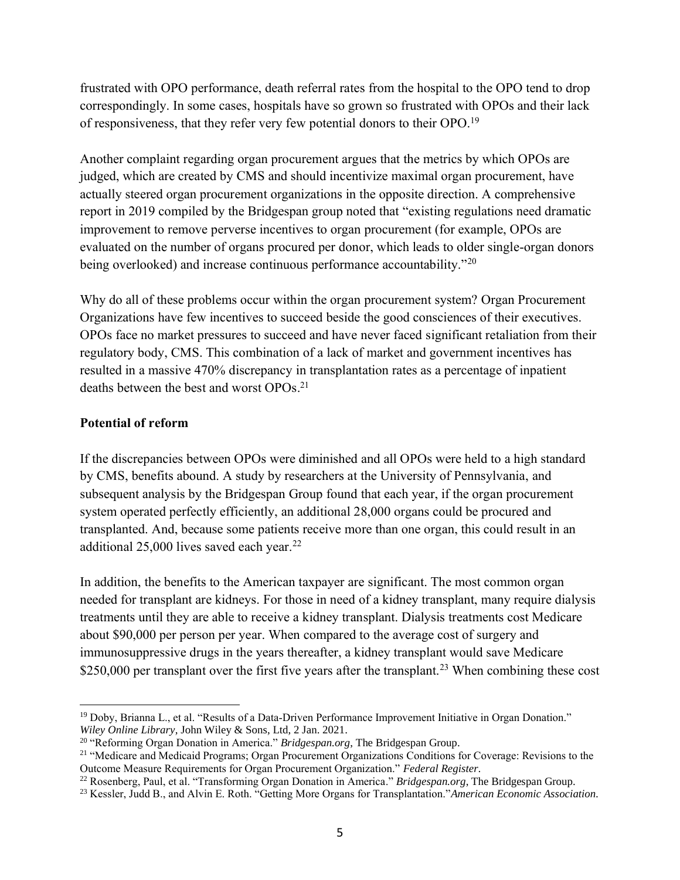frustrated with OPO performance, death referral rates from the hospital to the OPO tend to drop correspondingly. In some cases, hospitals have so grown so frustrated with OPOs and their lack of responsiveness, that they refer very few potential donors to their OPO.[19]

Another complaint regarding organ procurement argues that the metrics by which OPOs are judged, which are created by CMS and should incentivize maximal organ procurement, have actually steered organ procurement organizations in the opposite direction. A comprehensive report in 2019 compiled by the Bridgespan group noted that "existing regulations need dramatic improvement to remove perverse incentives to organ procurement (for example, OPOs are evaluated on the number of organs procured per donor, which leads to older single-organ donors being overlooked) and increase continuous performance accountability."[20]

Why do all of these problems occur within the organ procurement system? Organ Procurement Organizations have few incentives to succeed beside the good consciences of their executives. OPOs face no market pressures to succeed and have never faced significant retaliation from their regulatory body, CMS. This combination of a lack of market and government incentives has resulted in a massive 470% discrepancy in transplantation rates as a percentage of inpatient deaths between the best and worst OPOs.[21]

**Potential of reform**

If the discrepancies between OPOs were diminished and all OPOs were held to a high standard by CMS, benefits abound. A study by researchers at the University of Pennsylvania, and subsequent analysis by the Bridgespan Group found that each year, if the organ procurement system operated perfectly efficiently, an additional 28,000 organs could be procured and transplanted. And, because some patients receive more than one organ, this could result in an additional 25,000 lives saved each year.[22]

In addition, the benefits to the American taxpayer are significant. The most common organ needed for transplant are kidneys. For those in need of a kidney transplant, many require dialysis treatments until they are able to receive a kidney transplant. Dialysis treatments cost Medicare about $90,000 per person per year. When compared to the average cost of surgery and immunosuppressive drugs in the years thereafter, a kidney transplant would save Medicare $250,000 per transplant over the first five years after the transplant.[23] When combining these cost

---

[19] Doby, Brianna L., et al. "Results of a Data-Driven Performance Improvement Initiative in Organ Donation." *Wiley Online Library*, John Wiley & Sons, Ltd, 2 Jan. 2021.

[20] "Reforming Organ Donation in America." *Bridgespan.org*, The Bridgespan Group.

[21] "Medicare and Medicaid Programs; Organ Procurement Organizations Conditions for Coverage: Revisions to the Outcome Measure Requirements for Organ Procurement Organization." *Federal Register*.

[22] Rosenberg, Paul, et al. "Transforming Organ Donation in America." *Bridgespan.org*, The Bridgespan Group.

[23] Kessler, Judd B., and Alvin E. Roth. "Getting More Organs for Transplantation."*American Economic Association*.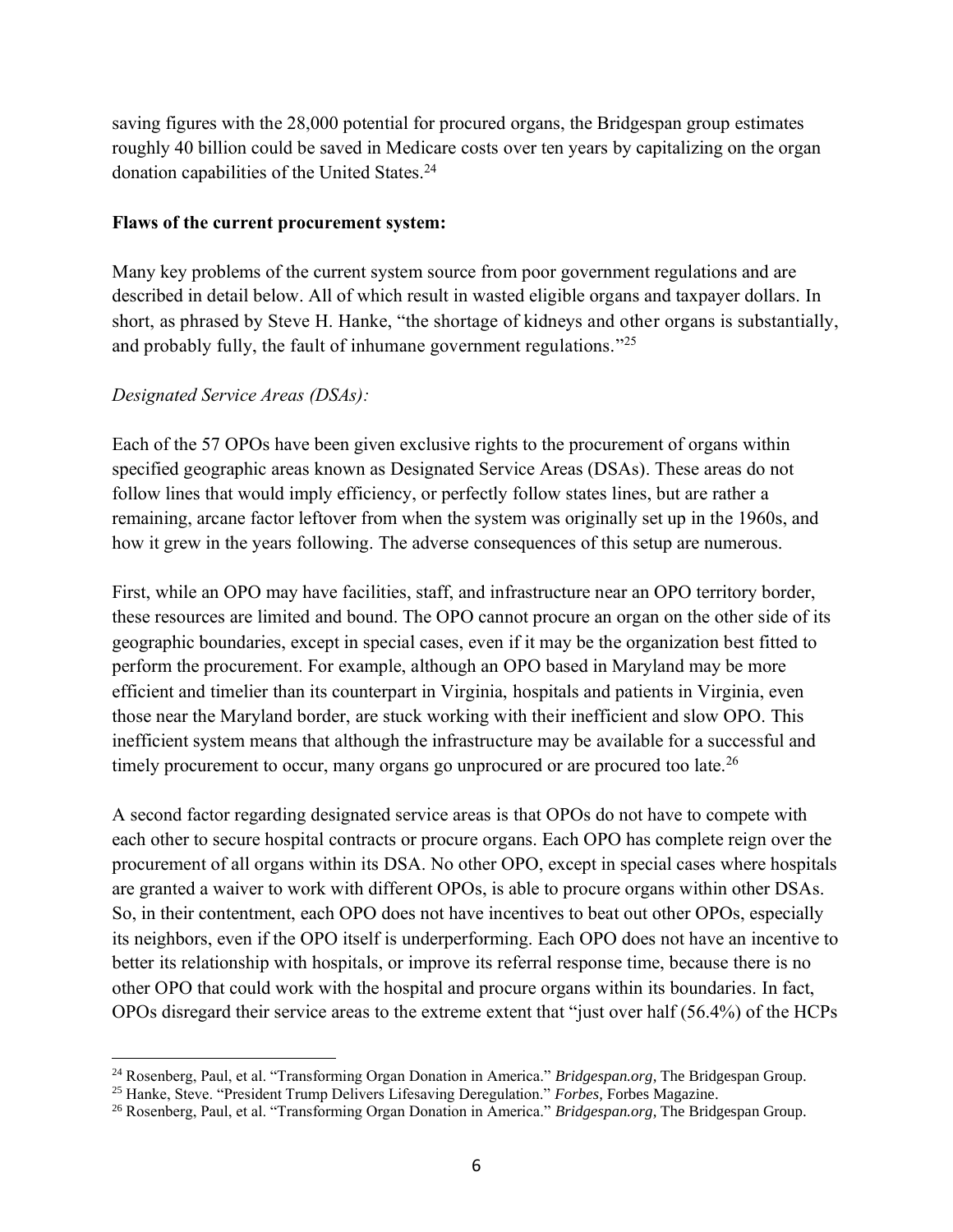saving figures with the 28,000 potential for procured organs, the Bridgespan group estimates roughly 40 billion could be saved in Medicare costs over ten years by capitalizing on the organ donation capabilities of the United States.[24]

**Flaws of the current procurement system:**

Many key problems of the current system source from poor government regulations and are described in detail below. All of which result in wasted eligible organs and taxpayer dollars. In short, as phrased by Steve H. Hanke, "the shortage of kidneys and other organs is substantially, and probably fully, the fault of inhumane government regulations."[25]

*Designated Service Areas (DSAs):*

Each of the 57 OPOs have been given exclusive rights to the procurement of organs within specified geographic areas known as Designated Service Areas (DSAs). These areas do not follow lines that would imply efficiency, or perfectly follow states lines, but are rather a remaining, arcane factor leftover from when the system was originally set up in the 1960s, and how it grew in the years following. The adverse consequences of this setup are numerous.

First, while an OPO may have facilities, staff, and infrastructure near an OPO territory border, these resources are limited and bound. The OPO cannot procure an organ on the other side of its geographic boundaries, except in special cases, even if it may be the organization best fitted to perform the procurement. For example, although an OPO based in Maryland may be more efficient and timelier than its counterpart in Virginia, hospitals and patients in Virginia, even those near the Maryland border, are stuck working with their inefficient and slow OPO. This inefficient system means that although the infrastructure may be available for a successful and timely procurement to occur, many organs go unprocured or are procured too late.[26]

A second factor regarding designated service areas is that OPOs do not have to compete with each other to secure hospital contracts or procure organs. Each OPO has complete reign over the procurement of all organs within its DSA. No other OPO, except in special cases where hospitals are granted a waiver to work with different OPOs, is able to procure organs within other DSAs. So, in their contentment, each OPO does not have incentives to beat out other OPOs, especially its neighbors, even if the OPO itself is underperforming. Each OPO does not have an incentive to better its relationship with hospitals, or improve its referral response time, because there is no other OPO that could work with the hospital and procure organs within its boundaries. In fact, OPOs disregard their service areas to the extreme extent that "just over half (56.4%) of the HCPs

---

[24] Rosenberg, Paul, et al. "Transforming Organ Donation in America." *Bridgespan.org*, The Bridgespan Group.

[25] Hanke, Steve. "President Trump Delivers Lifesaving Deregulation." *Forbes*, Forbes Magazine.

[26] Rosenberg, Paul, et al. "Transforming Organ Donation in America." *Bridgespan.org*, The Bridgespan Group.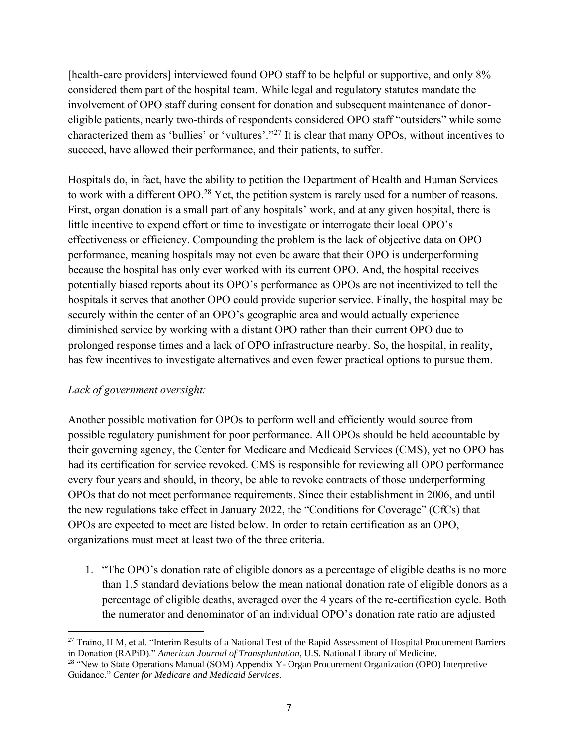[health-care providers] interviewed found OPO staff to be helpful or supportive, and only 8% considered them part of the hospital team. While legal and regulatory statutes mandate the involvement of OPO staff during consent for donation and subsequent maintenance of donor-eligible patients, nearly two-thirds of respondents considered OPO staff "outsiders" while some characterized them as 'bullies' or 'vultures'."[27] It is clear that many OPOs, without incentives to succeed, have allowed their performance, and their patients, to suffer.

Hospitals do, in fact, have the ability to petition the Department of Health and Human Services to work with a different OPO.[28] Yet, the petition system is rarely used for a number of reasons. First, organ donation is a small part of any hospitals' work, and at any given hospital, there is little incentive to expend effort or time to investigate or interrogate their local OPO's effectiveness or efficiency. Compounding the problem is the lack of objective data on OPO performance, meaning hospitals may not even be aware that their OPO is underperforming because the hospital has only ever worked with its current OPO. And, the hospital receives potentially biased reports about its OPO's performance as OPOs are not incentivized to tell the hospitals it serves that another OPO could provide superior service. Finally, the hospital may be securely within the center of an OPO's geographic area and would actually experience diminished service by working with a distant OPO rather than their current OPO due to prolonged response times and a lack of OPO infrastructure nearby. So, the hospital, in reality, has few incentives to investigate alternatives and even fewer practical options to pursue them.

*Lack of government oversight:*

Another possible motivation for OPOs to perform well and efficiently would source from possible regulatory punishment for poor performance. All OPOs should be held accountable by their governing agency, the Center for Medicare and Medicaid Services (CMS), yet no OPO has had its certification for service revoked. CMS is responsible for reviewing all OPO performance every four years and should, in theory, be able to revoke contracts of those underperforming OPOs that do not meet performance requirements. Since their establishment in 2006, and until the new regulations take effect in January 2022, the "Conditions for Coverage" (CfCs) that OPOs are expected to meet are listed below. In order to retain certification as an OPO, organizations must meet at least two of the three criteria.

1. "The OPO's donation rate of eligible donors as a percentage of eligible deaths is no more than 1.5 standard deviations below the mean national donation rate of eligible donors as a percentage of eligible deaths, averaged over the 4 years of the re-certification cycle. Both the numerator and denominator of an individual OPO's donation rate ratio are adjusted

---

[27] Traino, H M, et al. "Interim Results of a National Test of the Rapid Assessment of Hospital Procurement Barriers in Donation (RAPiD)." *American Journal of Transplantation,* U.S. National Library of Medicine.

[28] "New to State Operations Manual (SOM) Appendix Y- Organ Procurement Organization (OPO) Interpretive Guidance." *Center for Medicare and Medicaid Services.*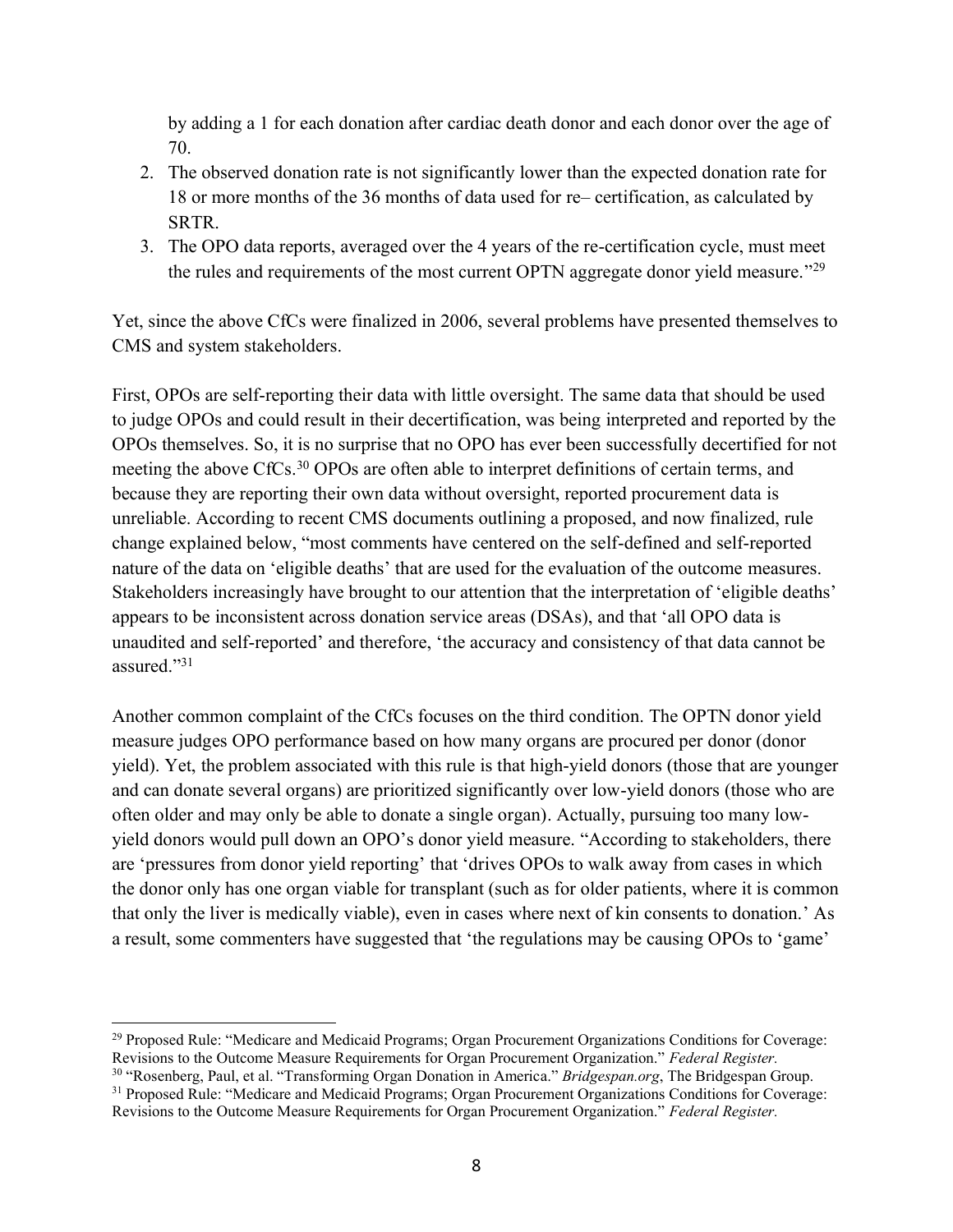by adding a 1 for each donation after cardiac death donor and each donor over the age of 70.

2. The observed donation rate is not significantly lower than the expected donation rate for 18 or more months of the 36 months of data used for re– certification, as calculated by SRTR.
3. The OPO data reports, averaged over the 4 years of the re-certification cycle, must meet the rules and requirements of the most current OPTN aggregate donor yield measure."[29]

Yet, since the above CfCs were finalized in 2006, several problems have presented themselves to CMS and system stakeholders.

First, OPOs are self-reporting their data with little oversight. The same data that should be used to judge OPOs and could result in their decertification, was being interpreted and reported by the OPOs themselves. So, it is no surprise that no OPO has ever been successfully decertified for not meeting the above CfCs.[30] OPOs are often able to interpret definitions of certain terms, and because they are reporting their own data without oversight, reported procurement data is unreliable. According to recent CMS documents outlining a proposed, and now finalized, rule change explained below, "most comments have centered on the self-defined and self-reported nature of the data on 'eligible deaths' that are used for the evaluation of the outcome measures. Stakeholders increasingly have brought to our attention that the interpretation of 'eligible deaths' appears to be inconsistent across donation service areas (DSAs), and that 'all OPO data is unaudited and self-reported' and therefore, 'the accuracy and consistency of that data cannot be assured."[31]

Another common complaint of the CfCs focuses on the third condition. The OPTN donor yield measure judges OPO performance based on how many organs are procured per donor (donor yield). Yet, the problem associated with this rule is that high-yield donors (those that are younger and can donate several organs) are prioritized significantly over low-yield donors (those who are often older and may only be able to donate a single organ). Actually, pursuing too many low-yield donors would pull down an OPO's donor yield measure. "According to stakeholders, there are 'pressures from donor yield reporting' that 'drives OPOs to walk away from cases in which the donor only has one organ viable for transplant (such as for older patients, where it is common that only the liver is medically viable), even in cases where next of kin consents to donation.' As a result, some commenters have suggested that 'the regulations may be causing OPOs to 'game'

---

[29] Proposed Rule: "Medicare and Medicaid Programs; Organ Procurement Organizations Conditions for Coverage: Revisions to the Outcome Measure Requirements for Organ Procurement Organization." *Federal Register.*

[30] "Rosenberg, Paul, et al. "Transforming Organ Donation in America." *Bridgespan.org*, The Bridgespan Group.

[31] Proposed Rule: "Medicare and Medicaid Programs; Organ Procurement Organizations Conditions for Coverage: Revisions to the Outcome Measure Requirements for Organ Procurement Organization." *Federal Register.*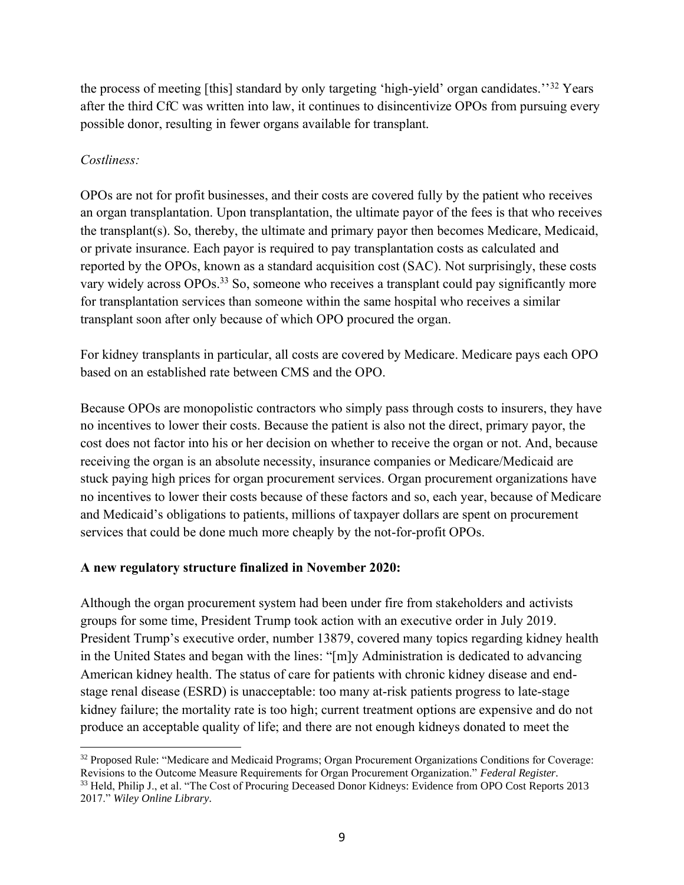the process of meeting [this] standard by only targeting 'high-yield' organ candidates.''[32] Years after the third CfC was written into law, it continues to disincentivize OPOs from pursuing every possible donor, resulting in fewer organs available for transplant.

*Costliness:*

OPOs are not for profit businesses, and their costs are covered fully by the patient who receives an organ transplantation. Upon transplantation, the ultimate payor of the fees is that who receives the transplant(s). So, thereby, the ultimate and primary payor then becomes Medicare, Medicaid, or private insurance. Each payor is required to pay transplantation costs as calculated and reported by the OPOs, known as a standard acquisition cost (SAC). Not surprisingly, these costs vary widely across OPOs.[33] So, someone who receives a transplant could pay significantly more for transplantation services than someone within the same hospital who receives a similar transplant soon after only because of which OPO procured the organ.

For kidney transplants in particular, all costs are covered by Medicare. Medicare pays each OPO based on an established rate between CMS and the OPO.

Because OPOs are monopolistic contractors who simply pass through costs to insurers, they have no incentives to lower their costs. Because the patient is also not the direct, primary payor, the cost does not factor into his or her decision on whether to receive the organ or not. And, because receiving the organ is an absolute necessity, insurance companies or Medicare/Medicaid are stuck paying high prices for organ procurement services. Organ procurement organizations have no incentives to lower their costs because of these factors and so, each year, because of Medicare and Medicaid's obligations to patients, millions of taxpayer dollars are spent on procurement services that could be done much more cheaply by the not-for-profit OPOs.

**A new regulatory structure finalized in November 2020:**

Although the organ procurement system had been under fire from stakeholders and activists groups for some time, President Trump took action with an executive order in July 2019. President Trump's executive order, number 13879, covered many topics regarding kidney health in the United States and began with the lines: "[m]y Administration is dedicated to advancing American kidney health. The status of care for patients with chronic kidney disease and end-stage renal disease (ESRD) is unacceptable: too many at-risk patients progress to late-stage kidney failure; the mortality rate is too high; current treatment options are expensive and do not produce an acceptable quality of life; and there are not enough kidneys donated to meet the

---

[32] Proposed Rule: "Medicare and Medicaid Programs; Organ Procurement Organizations Conditions for Coverage: Revisions to the Outcome Measure Requirements for Organ Procurement Organization." *Federal Register*.

[33] Held, Philip J., et al. "The Cost of Procuring Deceased Donor Kidneys: Evidence from OPO Cost Reports 2013 2017." *Wiley Online Library*.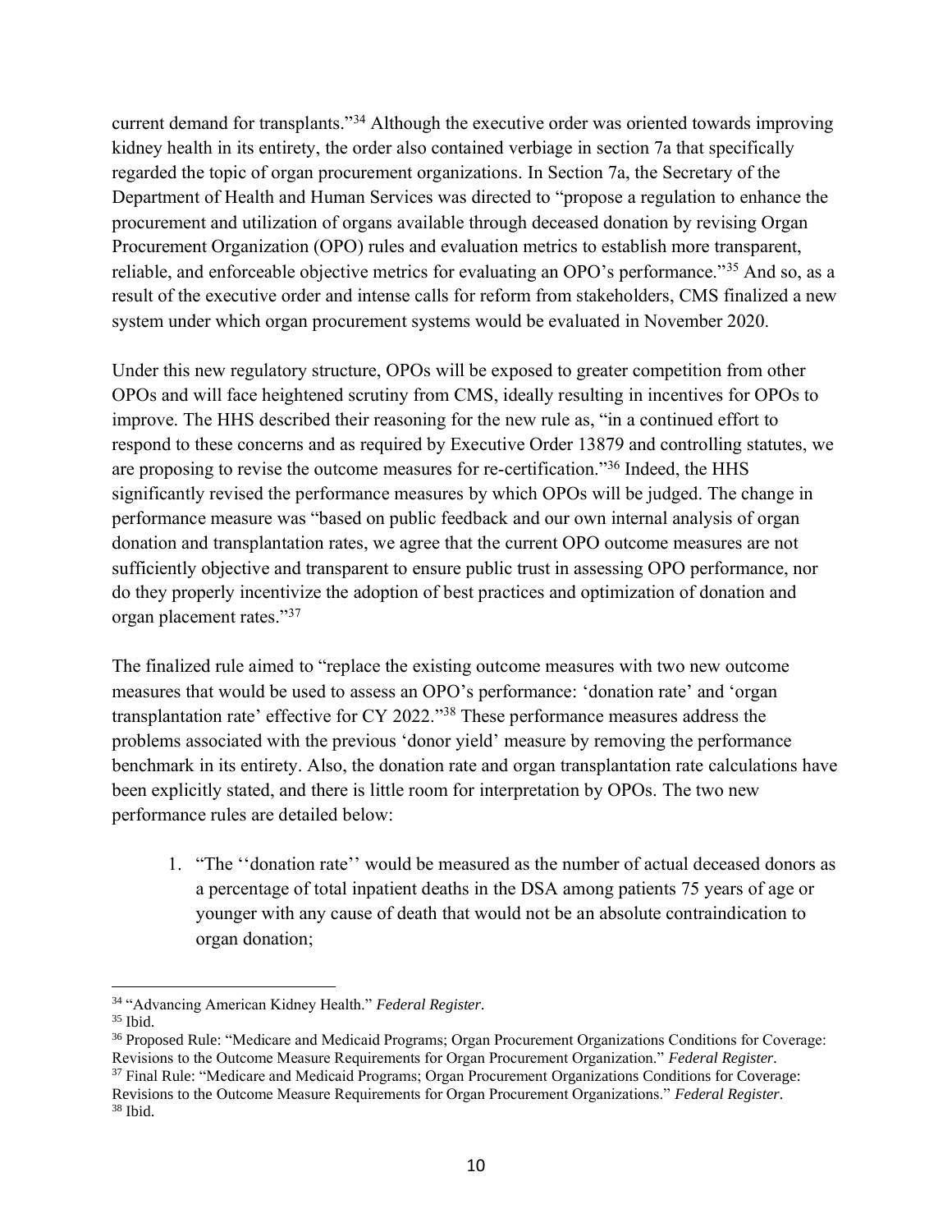current demand for transplants."[34] Although the executive order was oriented towards improving kidney health in its entirety, the order also contained verbiage in section 7a that specifically regarded the topic of organ procurement organizations. In Section 7a, the Secretary of the Department of Health and Human Services was directed to "propose a regulation to enhance the procurement and utilization of organs available through deceased donation by revising Organ Procurement Organization (OPO) rules and evaluation metrics to establish more transparent, reliable, and enforceable objective metrics for evaluating an OPO's performance."[35] And so, as a result of the executive order and intense calls for reform from stakeholders, CMS finalized a new system under which organ procurement systems would be evaluated in November 2020.

Under this new regulatory structure, OPOs will be exposed to greater competition from other OPOs and will face heightened scrutiny from CMS, ideally resulting in incentives for OPOs to improve. The HHS described their reasoning for the new rule as, "in a continued effort to respond to these concerns and as required by Executive Order 13879 and controlling statutes, we are proposing to revise the outcome measures for re-certification."[36] Indeed, the HHS significantly revised the performance measures by which OPOs will be judged. The change in performance measure was "based on public feedback and our own internal analysis of organ donation and transplantation rates, we agree that the current OPO outcome measures are not sufficiently objective and transparent to ensure public trust in assessing OPO performance, nor do they properly incentivize the adoption of best practices and optimization of donation and organ placement rates."[37]

The finalized rule aimed to "replace the existing outcome measures with two new outcome measures that would be used to assess an OPO's performance: 'donation rate' and 'organ transplantation rate' effective for CY 2022."[38] These performance measures address the problems associated with the previous 'donor yield' measure by removing the performance benchmark in its entirety. Also, the donation rate and organ transplantation rate calculations have been explicitly stated, and there is little room for interpretation by OPOs. The two new performance rules are detailed below:

1. "The ''donation rate'' would be measured as the number of actual deceased donors as a percentage of total inpatient deaths in the DSA among patients 75 years of age or younger with any cause of death that would not be an absolute contraindication to organ donation;

---

[34] "Advancing American Kidney Health." *Federal Register*.

[35] Ibid.

[36] Proposed Rule: "Medicare and Medicaid Programs; Organ Procurement Organizations Conditions for Coverage: Revisions to the Outcome Measure Requirements for Organ Procurement Organization." *Federal Register*.

[37] Final Rule: "Medicare and Medicaid Programs; Organ Procurement Organizations Conditions for Coverage: Revisions to the Outcome Measure Requirements for Organ Procurement Organizations." *Federal Register*.

[38] Ibid.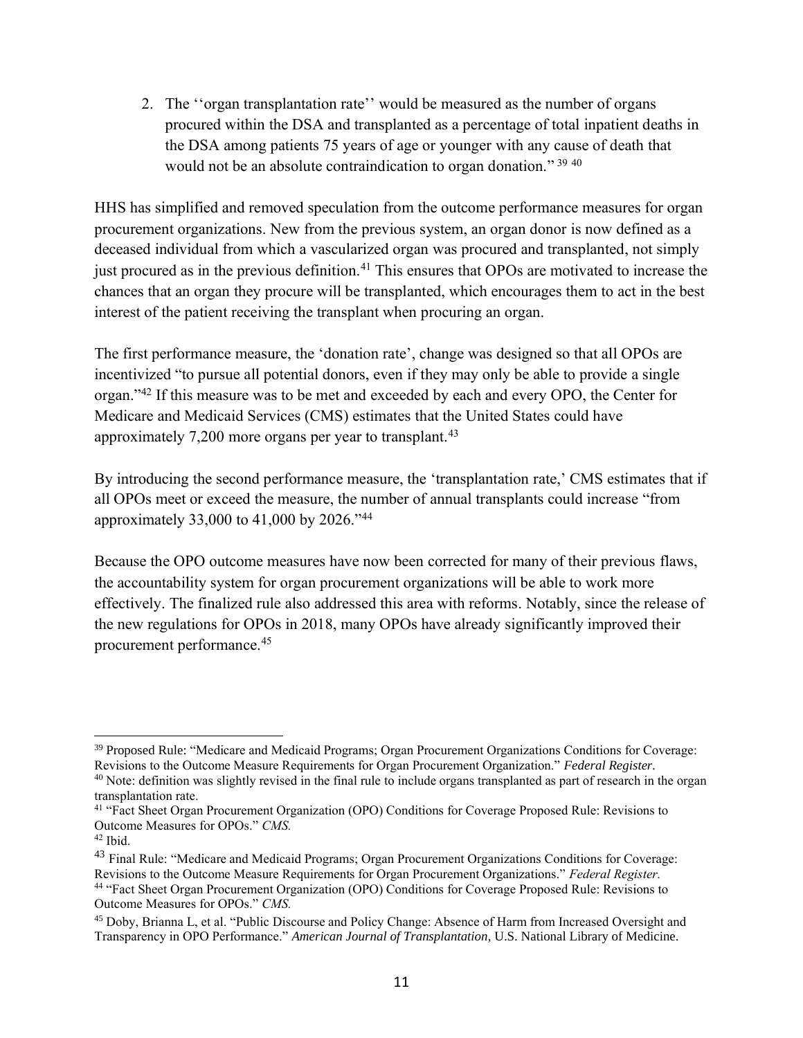2. The ''organ transplantation rate'' would be measured as the number of organs procured within the DSA and transplanted as a percentage of total inpatient deaths in the DSA among patients 75 years of age or younger with any cause of death that would not be an absolute contraindication to organ donation." [39] [40]

HHS has simplified and removed speculation from the outcome performance measures for organ procurement organizations. New from the previous system, an organ donor is now defined as a deceased individual from which a vascularized organ was procured and transplanted, not simply just procured as in the previous definition.[41] This ensures that OPOs are motivated to increase the chances that an organ they procure will be transplanted, which encourages them to act in the best interest of the patient receiving the transplant when procuring an organ.

The first performance measure, the 'donation rate', change was designed so that all OPOs are incentivized "to pursue all potential donors, even if they may only be able to provide a single organ."[42] If this measure was to be met and exceeded by each and every OPO, the Center for Medicare and Medicaid Services (CMS) estimates that the United States could have approximately 7,200 more organs per year to transplant.[43]

By introducing the second performance measure, the 'transplantation rate,' CMS estimates that if all OPOs meet or exceed the measure, the number of annual transplants could increase "from approximately 33,000 to 41,000 by 2026."[44]

Because the OPO outcome measures have now been corrected for many of their previous flaws, the accountability system for organ procurement organizations will be able to work more effectively. The finalized rule also addressed this area with reforms. Notably, since the release of the new regulations for OPOs in 2018, many OPOs have already significantly improved their procurement performance.[45]

---

[39] Proposed Rule: "Medicare and Medicaid Programs; Organ Procurement Organizations Conditions for Coverage: Revisions to the Outcome Measure Requirements for Organ Procurement Organization." *Federal Register*.

[40] Note: definition was slightly revised in the final rule to include organs transplanted as part of research in the organ transplantation rate.

[41] "Fact Sheet Organ Procurement Organization (OPO) Conditions for Coverage Proposed Rule: Revisions to Outcome Measures for OPOs." *CMS.*

[42] Ibid.

[43] Final Rule: "Medicare and Medicaid Programs; Organ Procurement Organizations Conditions for Coverage: Revisions to the Outcome Measure Requirements for Organ Procurement Organizations." *Federal Register.*

[44] "Fact Sheet Organ Procurement Organization (OPO) Conditions for Coverage Proposed Rule: Revisions to Outcome Measures for OPOs." *CMS.*

[45] Doby, Brianna L, et al. "Public Discourse and Policy Change: Absence of Harm from Increased Oversight and Transparency in OPO Performance." *American Journal of Transplantation*, U.S. National Library of Medicine.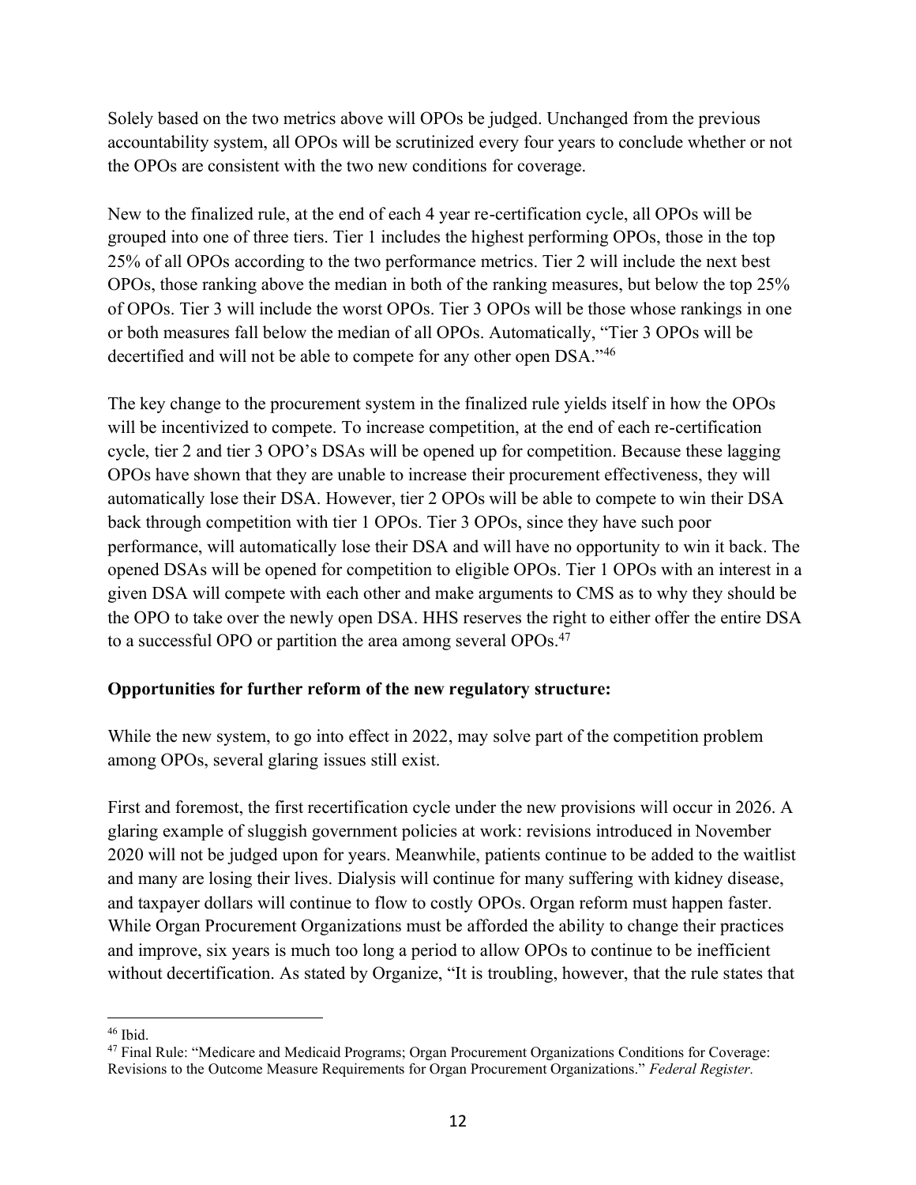Solely based on the two metrics above will OPOs be judged. Unchanged from the previous accountability system, all OPOs will be scrutinized every four years to conclude whether or not the OPOs are consistent with the two new conditions for coverage.

New to the finalized rule, at the end of each 4 year re-certification cycle, all OPOs will be grouped into one of three tiers. Tier 1 includes the highest performing OPOs, those in the top 25% of all OPOs according to the two performance metrics. Tier 2 will include the next best OPOs, those ranking above the median in both of the ranking measures, but below the top 25% of OPOs. Tier 3 will include the worst OPOs. Tier 3 OPOs will be those whose rankings in one or both measures fall below the median of all OPOs. Automatically, "Tier 3 OPOs will be decertified and will not be able to compete for any other open DSA."[46]

The key change to the procurement system in the finalized rule yields itself in how the OPOs will be incentivized to compete. To increase competition, at the end of each re-certification cycle, tier 2 and tier 3 OPO's DSAs will be opened up for competition. Because these lagging OPOs have shown that they are unable to increase their procurement effectiveness, they will automatically lose their DSA. However, tier 2 OPOs will be able to compete to win their DSA back through competition with tier 1 OPOs. Tier 3 OPOs, since they have such poor performance, will automatically lose their DSA and will have no opportunity to win it back. The opened DSAs will be opened for competition to eligible OPOs. Tier 1 OPOs with an interest in a given DSA will compete with each other and make arguments to CMS as to why they should be the OPO to take over the newly open DSA. HHS reserves the right to either offer the entire DSA to a successful OPO or partition the area among several OPOs.[47]

**Opportunities for further reform of the new regulatory structure:**

While the new system, to go into effect in 2022, may solve part of the competition problem among OPOs, several glaring issues still exist.

First and foremost, the first recertification cycle under the new provisions will occur in 2026. A glaring example of sluggish government policies at work: revisions introduced in November 2020 will not be judged upon for years. Meanwhile, patients continue to be added to the waitlist and many are losing their lives. Dialysis will continue for many suffering with kidney disease, and taxpayer dollars will continue to flow to costly OPOs. Organ reform must happen faster. While Organ Procurement Organizations must be afforded the ability to change their practices and improve, six years is much too long a period to allow OPOs to continue to be inefficient without decertification. As stated by Organize, "It is troubling, however, that the rule states that

---

[46] Ibid.

[47] Final Rule: "Medicare and Medicaid Programs; Organ Procurement Organizations Conditions for Coverage: Revisions to the Outcome Measure Requirements for Organ Procurement Organizations." *Federal Register.*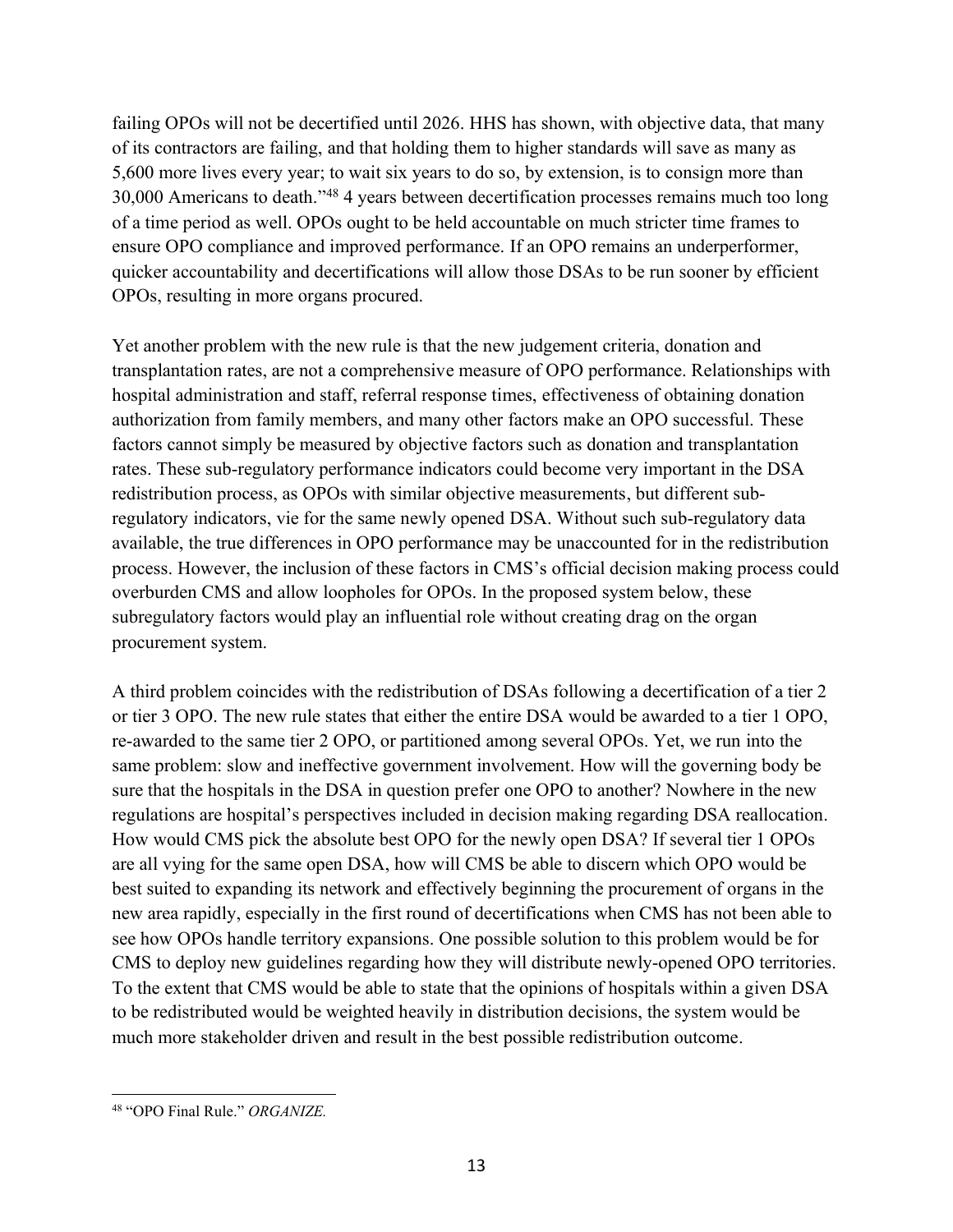failing OPOs will not be decertified until 2026. HHS has shown, with objective data, that many of its contractors are failing, and that holding them to higher standards will save as many as 5,600 more lives every year; to wait six years to do so, by extension, is to consign more than 30,000 Americans to death."[48] 4 years between decertification processes remains much too long of a time period as well. OPOs ought to be held accountable on much stricter time frames to ensure OPO compliance and improved performance. If an OPO remains an underperformer, quicker accountability and decertifications will allow those DSAs to be run sooner by efficient OPOs, resulting in more organs procured.

Yet another problem with the new rule is that the new judgement criteria, donation and transplantation rates, are not a comprehensive measure of OPO performance. Relationships with hospital administration and staff, referral response times, effectiveness of obtaining donation authorization from family members, and many other factors make an OPO successful. These factors cannot simply be measured by objective factors such as donation and transplantation rates. These sub-regulatory performance indicators could become very important in the DSA redistribution process, as OPOs with similar objective measurements, but different sub-regulatory indicators, vie for the same newly opened DSA. Without such sub-regulatory data available, the true differences in OPO performance may be unaccounted for in the redistribution process. However, the inclusion of these factors in CMS's official decision making process could overburden CMS and allow loopholes for OPOs. In the proposed system below, these subregulatory factors would play an influential role without creating drag on the organ procurement system.

A third problem coincides with the redistribution of DSAs following a decertification of a tier 2 or tier 3 OPO. The new rule states that either the entire DSA would be awarded to a tier 1 OPO, re-awarded to the same tier 2 OPO, or partitioned among several OPOs. Yet, we run into the same problem: slow and ineffective government involvement. How will the governing body be sure that the hospitals in the DSA in question prefer one OPO to another? Nowhere in the new regulations are hospital's perspectives included in decision making regarding DSA reallocation. How would CMS pick the absolute best OPO for the newly open DSA? If several tier 1 OPOs are all vying for the same open DSA, how will CMS be able to discern which OPO would be best suited to expanding its network and effectively beginning the procurement of organs in the new area rapidly, especially in the first round of decertifications when CMS has not been able to see how OPOs handle territory expansions. One possible solution to this problem would be for CMS to deploy new guidelines regarding how they will distribute newly-opened OPO territories. To the extent that CMS would be able to state that the opinions of hospitals within a given DSA to be redistributed would be weighted heavily in distribution decisions, the system would be much more stakeholder driven and result in the best possible redistribution outcome.

---

[48] "OPO Final Rule." *ORGANIZE.*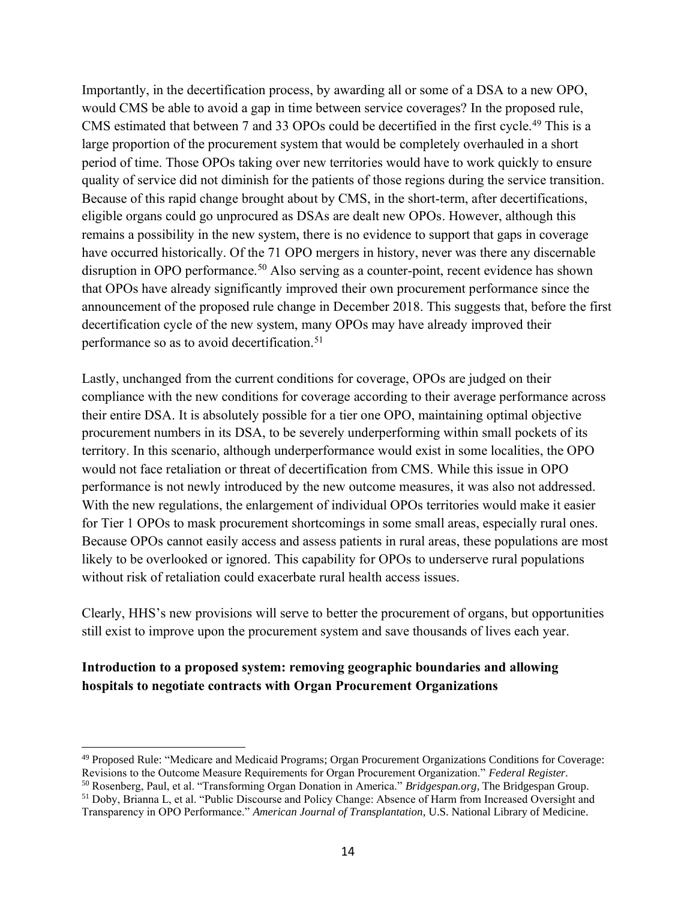Importantly, in the decertification process, by awarding all or some of a DSA to a new OPO, would CMS be able to avoid a gap in time between service coverages? In the proposed rule, CMS estimated that between 7 and 33 OPOs could be decertified in the first cycle.[49] This is a large proportion of the procurement system that would be completely overhauled in a short period of time. Those OPOs taking over new territories would have to work quickly to ensure quality of service did not diminish for the patients of those regions during the service transition. Because of this rapid change brought about by CMS, in the short-term, after decertifications, eligible organs could go unprocured as DSAs are dealt new OPOs. However, although this remains a possibility in the new system, there is no evidence to support that gaps in coverage have occurred historically. Of the 71 OPO mergers in history, never was there any discernable disruption in OPO performance.[50] Also serving as a counter-point, recent evidence has shown that OPOs have already significantly improved their own procurement performance since the announcement of the proposed rule change in December 2018. This suggests that, before the first decertification cycle of the new system, many OPOs may have already improved their performance so as to avoid decertification.[51]

Lastly, unchanged from the current conditions for coverage, OPOs are judged on their compliance with the new conditions for coverage according to their average performance across their entire DSA. It is absolutely possible for a tier one OPO, maintaining optimal objective procurement numbers in its DSA, to be severely underperforming within small pockets of its territory. In this scenario, although underperformance would exist in some localities, the OPO would not face retaliation or threat of decertification from CMS. While this issue in OPO performance is not newly introduced by the new outcome measures, it was also not addressed. With the new regulations, the enlargement of individual OPOs territories would make it easier for Tier 1 OPOs to mask procurement shortcomings in some small areas, especially rural ones. Because OPOs cannot easily access and assess patients in rural areas, these populations are most likely to be overlooked or ignored. This capability for OPOs to underserve rural populations without risk of retaliation could exacerbate rural health access issues.

Clearly, HHS's new provisions will serve to better the procurement of organs, but opportunities still exist to improve upon the procurement system and save thousands of lives each year.

**Introduction to a proposed system: removing geographic boundaries and allowing hospitals to negotiate contracts with Organ Procurement Organizations**

---

[49] Proposed Rule: "Medicare and Medicaid Programs; Organ Procurement Organizations Conditions for Coverage: Revisions to the Outcome Measure Requirements for Organ Procurement Organization." *Federal Register*.

[50] Rosenberg, Paul, et al. "Transforming Organ Donation in America." *Bridgespan.org*, The Bridgespan Group.

[51] Doby, Brianna L, et al. "Public Discourse and Policy Change: Absence of Harm from Increased Oversight and Transparency in OPO Performance." *American Journal of Transplantation*, U.S. National Library of Medicine.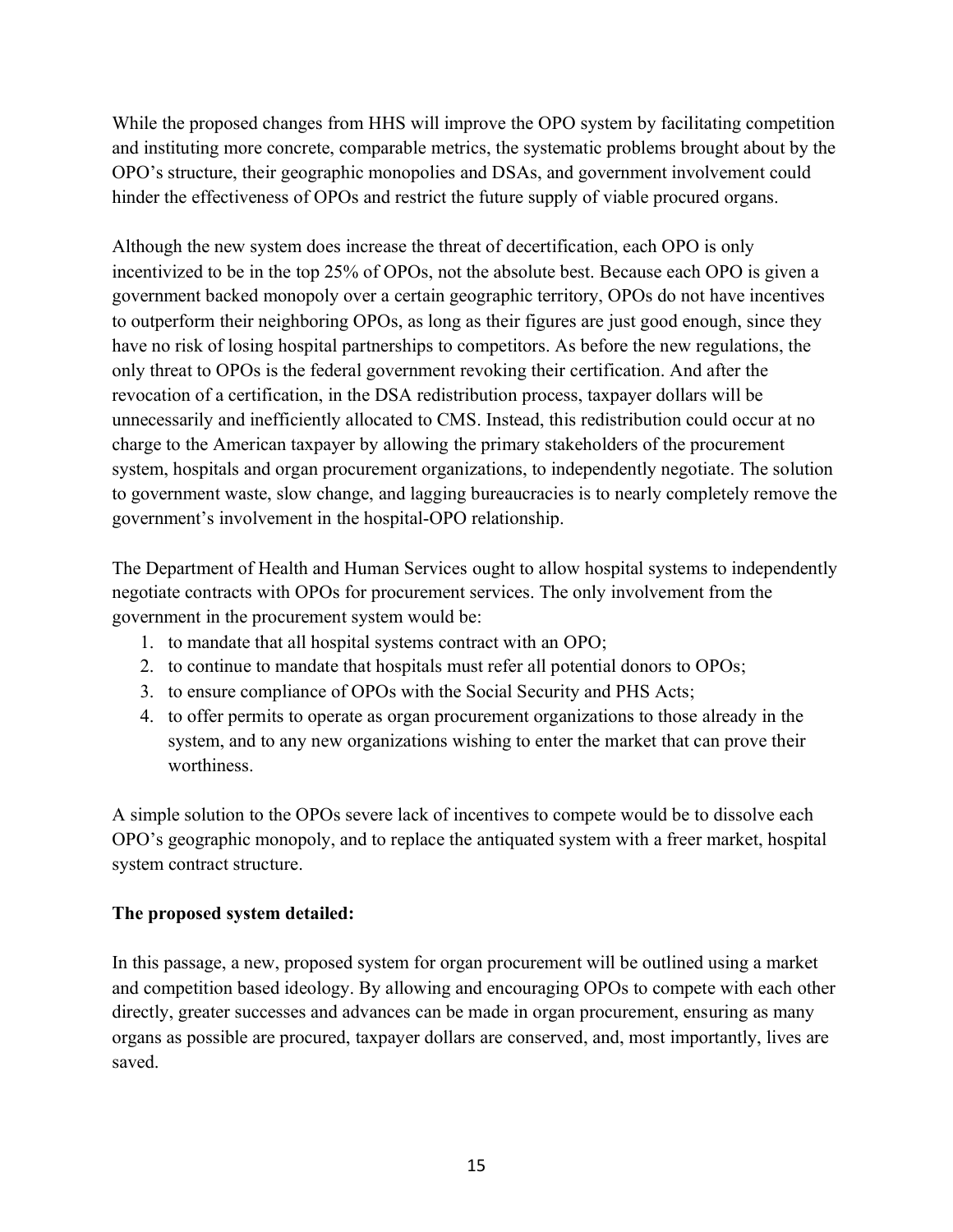While the proposed changes from HHS will improve the OPO system by facilitating competition and instituting more concrete, comparable metrics, the systematic problems brought about by the OPO's structure, their geographic monopolies and DSAs, and government involvement could hinder the effectiveness of OPOs and restrict the future supply of viable procured organs.

Although the new system does increase the threat of decertification, each OPO is only incentivized to be in the top 25% of OPOs, not the absolute best. Because each OPO is given a government backed monopoly over a certain geographic territory, OPOs do not have incentives to outperform their neighboring OPOs, as long as their figures are just good enough, since they have no risk of losing hospital partnerships to competitors. As before the new regulations, the only threat to OPOs is the federal government revoking their certification. And after the revocation of a certification, in the DSA redistribution process, taxpayer dollars will be unnecessarily and inefficiently allocated to CMS. Instead, this redistribution could occur at no charge to the American taxpayer by allowing the primary stakeholders of the procurement system, hospitals and organ procurement organizations, to independently negotiate. The solution to government waste, slow change, and lagging bureaucracies is to nearly completely remove the government's involvement in the hospital-OPO relationship.

The Department of Health and Human Services ought to allow hospital systems to independently negotiate contracts with OPOs for procurement services. The only involvement from the government in the procurement system would be:

1. to mandate that all hospital systems contract with an OPO;
2. to continue to mandate that hospitals must refer all potential donors to OPOs;
3. to ensure compliance of OPOs with the Social Security and PHS Acts;
4. to offer permits to operate as organ procurement organizations to those already in the system, and to any new organizations wishing to enter the market that can prove their worthiness.

A simple solution to the OPOs severe lack of incentives to compete would be to dissolve each OPO's geographic monopoly, and to replace the antiquated system with a freer market, hospital system contract structure.

**The proposed system detailed:**

In this passage, a new, proposed system for organ procurement will be outlined using a market and competition based ideology. By allowing and encouraging OPOs to compete with each other directly, greater successes and advances can be made in organ procurement, ensuring as many organs as possible are procured, taxpayer dollars are conserved, and, most importantly, lives are saved.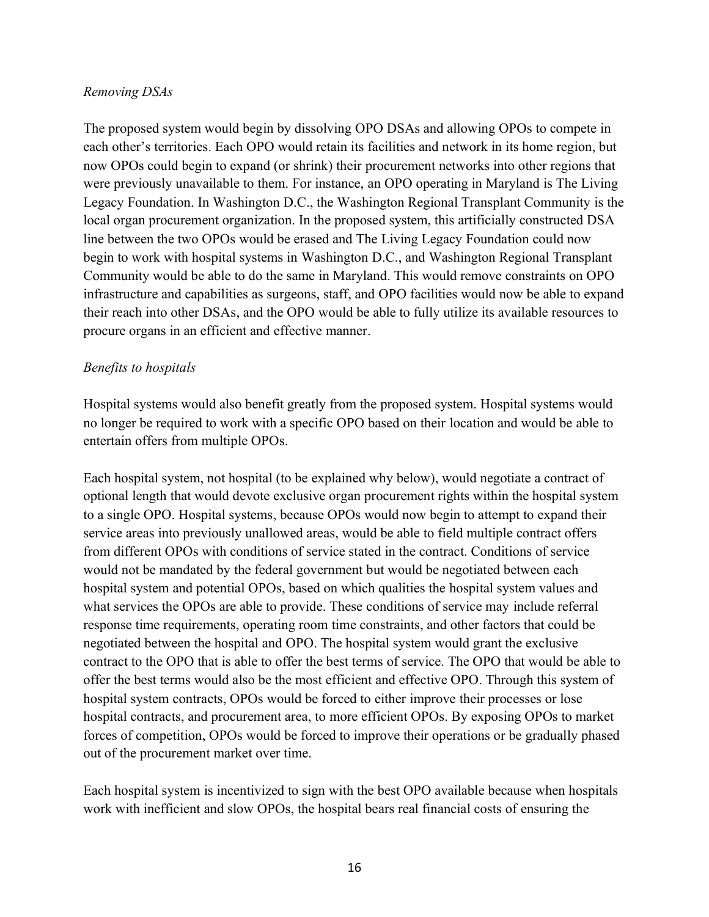*Removing DSAs*

The proposed system would begin by dissolving OPO DSAs and allowing OPOs to compete in each other's territories. Each OPO would retain its facilities and network in its home region, but now OPOs could begin to expand (or shrink) their procurement networks into other regions that were previously unavailable to them. For instance, an OPO operating in Maryland is The Living Legacy Foundation. In Washington D.C., the Washington Regional Transplant Community is the local organ procurement organization. In the proposed system, this artificially constructed DSA line between the two OPOs would be erased and The Living Legacy Foundation could now begin to work with hospital systems in Washington D.C., and Washington Regional Transplant Community would be able to do the same in Maryland. This would remove constraints on OPO infrastructure and capabilities as surgeons, staff, and OPO facilities would now be able to expand their reach into other DSAs, and the OPO would be able to fully utilize its available resources to procure organs in an efficient and effective manner.

*Benefits to hospitals*

Hospital systems would also benefit greatly from the proposed system. Hospital systems would no longer be required to work with a specific OPO based on their location and would be able to entertain offers from multiple OPOs.

Each hospital system, not hospital (to be explained why below), would negotiate a contract of optional length that would devote exclusive organ procurement rights within the hospital system to a single OPO. Hospital systems, because OPOs would now begin to attempt to expand their service areas into previously unallowed areas, would be able to field multiple contract offers from different OPOs with conditions of service stated in the contract. Conditions of service would not be mandated by the federal government but would be negotiated between each hospital system and potential OPOs, based on which qualities the hospital system values and what services the OPOs are able to provide. These conditions of service may include referral response time requirements, operating room time constraints, and other factors that could be negotiated between the hospital and OPO. The hospital system would grant the exclusive contract to the OPO that is able to offer the best terms of service. The OPO that would be able to offer the best terms would also be the most efficient and effective OPO. Through this system of hospital system contracts, OPOs would be forced to either improve their processes or lose hospital contracts, and procurement area, to more efficient OPOs. By exposing OPOs to market forces of competition, OPOs would be forced to improve their operations or be gradually phased out of the procurement market over time.

Each hospital system is incentivized to sign with the best OPO available because when hospitals work with inefficient and slow OPOs, the hospital bears real financial costs of ensuring the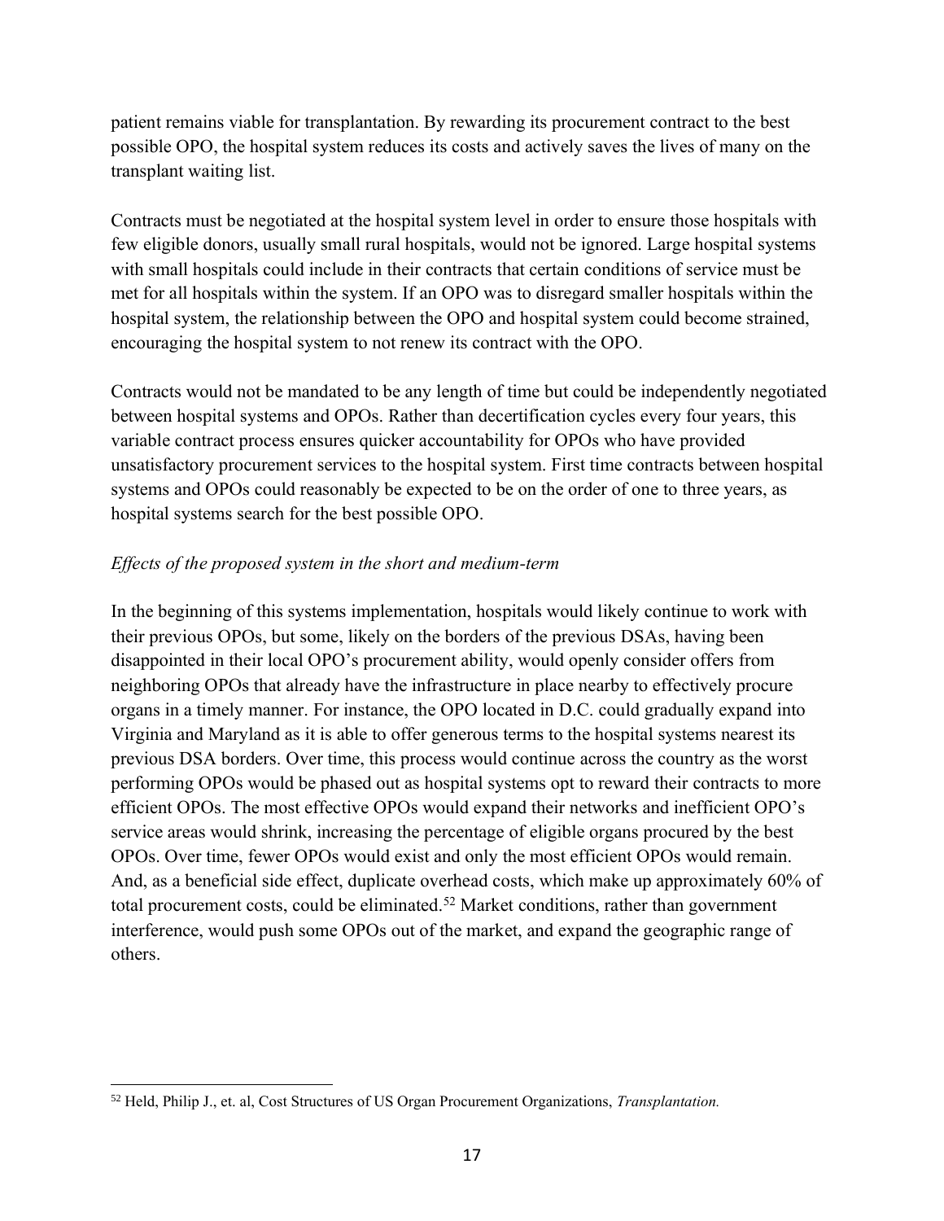patient remains viable for transplantation. By rewarding its procurement contract to the best possible OPO, the hospital system reduces its costs and actively saves the lives of many on the transplant waiting list.

Contracts must be negotiated at the hospital system level in order to ensure those hospitals with few eligible donors, usually small rural hospitals, would not be ignored. Large hospital systems with small hospitals could include in their contracts that certain conditions of service must be met for all hospitals within the system. If an OPO was to disregard smaller hospitals within the hospital system, the relationship between the OPO and hospital system could become strained, encouraging the hospital system to not renew its contract with the OPO.

Contracts would not be mandated to be any length of time but could be independently negotiated between hospital systems and OPOs. Rather than decertification cycles every four years, this variable contract process ensures quicker accountability for OPOs who have provided unsatisfactory procurement services to the hospital system. First time contracts between hospital systems and OPOs could reasonably be expected to be on the order of one to three years, as hospital systems search for the best possible OPO.

*Effects of the proposed system in the short and medium-term*

In the beginning of this systems implementation, hospitals would likely continue to work with their previous OPOs, but some, likely on the borders of the previous DSAs, having been disappointed in their local OPO's procurement ability, would openly consider offers from neighboring OPOs that already have the infrastructure in place nearby to effectively procure organs in a timely manner. For instance, the OPO located in D.C. could gradually expand into Virginia and Maryland as it is able to offer generous terms to the hospital systems nearest its previous DSA borders. Over time, this process would continue across the country as the worst performing OPOs would be phased out as hospital systems opt to reward their contracts to more efficient OPOs. The most effective OPOs would expand their networks and inefficient OPO's service areas would shrink, increasing the percentage of eligible organs procured by the best OPOs. Over time, fewer OPOs would exist and only the most efficient OPOs would remain. And, as a beneficial side effect, duplicate overhead costs, which make up approximately 60% of total procurement costs, could be eliminated.[52] Market conditions, rather than government interference, would push some OPOs out of the market, and expand the geographic range of others.

[52] Held, Philip J., et. al, Cost Structures of US Organ Procurement Organizations, *Transplantation.*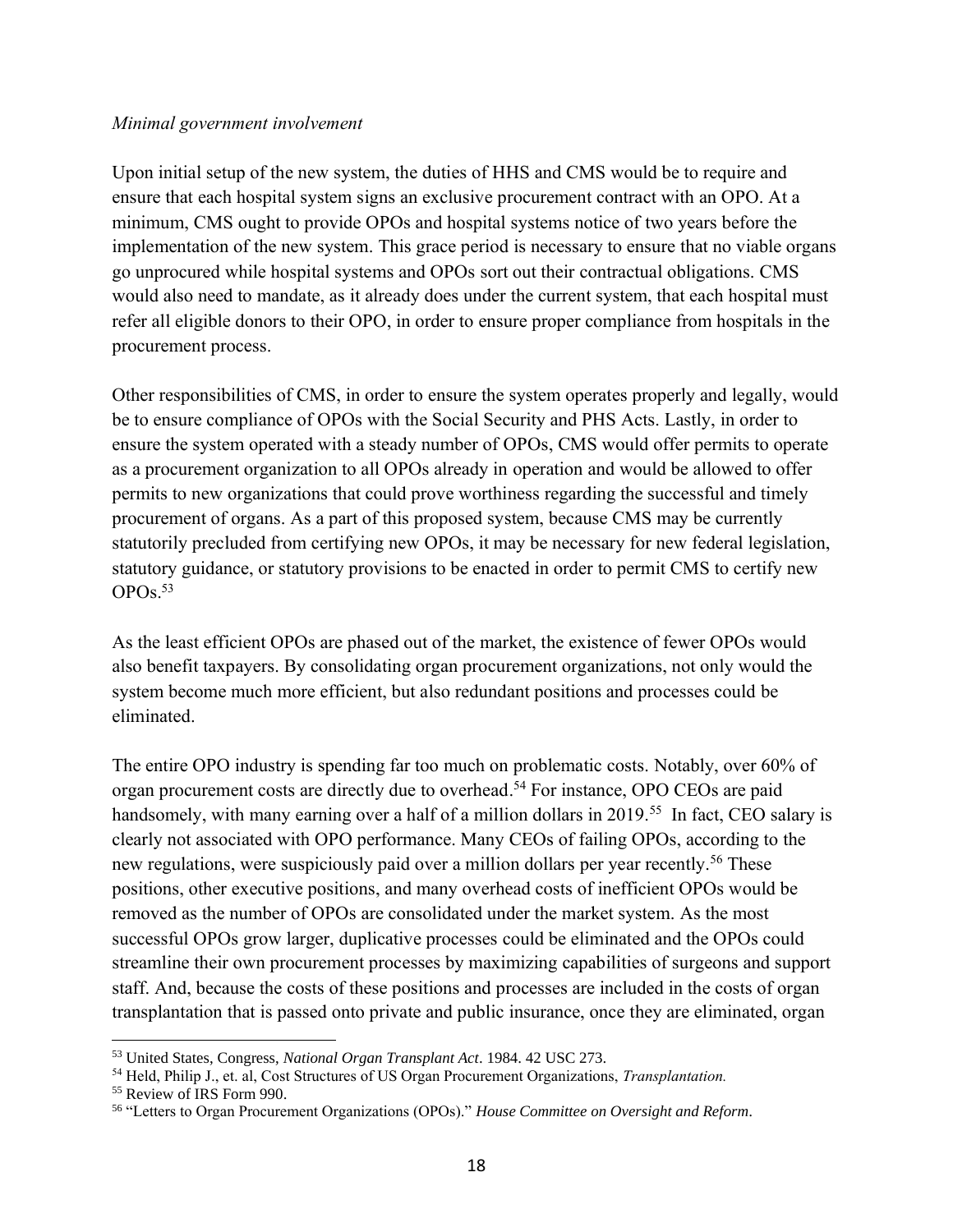*Minimal government involvement*

Upon initial setup of the new system, the duties of HHS and CMS would be to require and ensure that each hospital system signs an exclusive procurement contract with an OPO. At a minimum, CMS ought to provide OPOs and hospital systems notice of two years before the implementation of the new system. This grace period is necessary to ensure that no viable organs go unprocured while hospital systems and OPOs sort out their contractual obligations. CMS would also need to mandate, as it already does under the current system, that each hospital must refer all eligible donors to their OPO, in order to ensure proper compliance from hospitals in the procurement process.

Other responsibilities of CMS, in order to ensure the system operates properly and legally, would be to ensure compliance of OPOs with the Social Security and PHS Acts. Lastly, in order to ensure the system operated with a steady number of OPOs, CMS would offer permits to operate as a procurement organization to all OPOs already in operation and would be allowed to offer permits to new organizations that could prove worthiness regarding the successful and timely procurement of organs. As a part of this proposed system, because CMS may be currently statutorily precluded from certifying new OPOs, it may be necessary for new federal legislation, statutory guidance, or statutory provisions to be enacted in order to permit CMS to certify new OPOs.[53]

As the least efficient OPOs are phased out of the market, the existence of fewer OPOs would also benefit taxpayers. By consolidating organ procurement organizations, not only would the system become much more efficient, but also redundant positions and processes could be eliminated.

The entire OPO industry is spending far too much on problematic costs. Notably, over 60% of organ procurement costs are directly due to overhead.[54] For instance, OPO CEOs are paid handsomely, with many earning over a half of a million dollars in 2019.[55] In fact, CEO salary is clearly not associated with OPO performance. Many CEOs of failing OPOs, according to the new regulations, were suspiciously paid over a million dollars per year recently.[56] These positions, other executive positions, and many overhead costs of inefficient OPOs would be removed as the number of OPOs are consolidated under the market system. As the most successful OPOs grow larger, duplicative processes could be eliminated and the OPOs could streamline their own procurement processes by maximizing capabilities of surgeons and support staff. And, because the costs of these positions and processes are included in the costs of organ transplantation that is passed onto private and public insurance, once they are eliminated, organ

---

[53] United States, Congress, *National Organ Transplant Act*. 1984. 42 USC 273.

[54] Held, Philip J., et. al, Cost Structures of US Organ Procurement Organizations, *Transplantation.*

[55] Review of IRS Form 990.

[56] "Letters to Organ Procurement Organizations (OPOs)." *House Committee on Oversight and Reform*.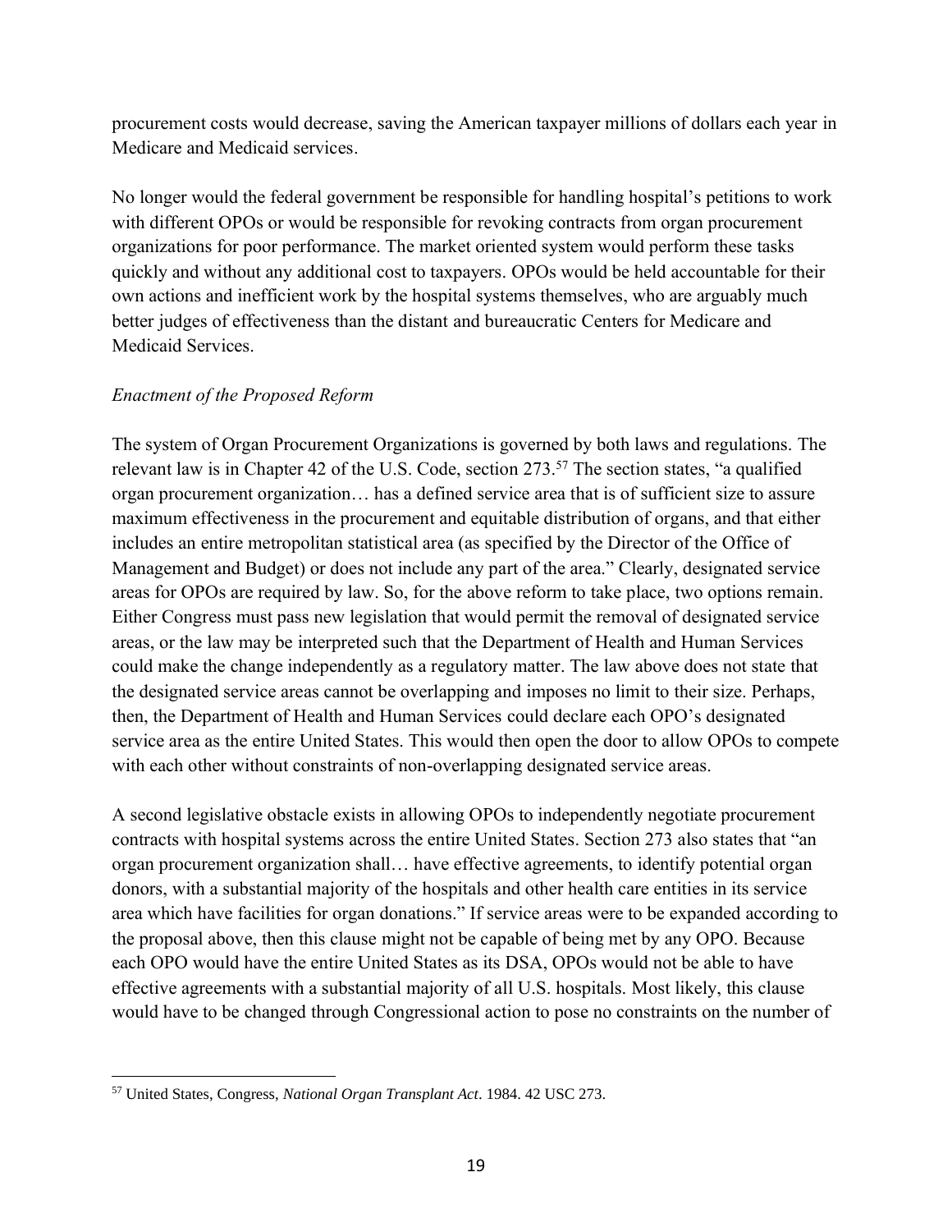procurement costs would decrease, saving the American taxpayer millions of dollars each year in Medicare and Medicaid services.

No longer would the federal government be responsible for handling hospital's petitions to work with different OPOs or would be responsible for revoking contracts from organ procurement organizations for poor performance. The market oriented system would perform these tasks quickly and without any additional cost to taxpayers. OPOs would be held accountable for their own actions and inefficient work by the hospital systems themselves, who are arguably much better judges of effectiveness than the distant and bureaucratic Centers for Medicare and Medicaid Services.

*Enactment of the Proposed Reform*

The system of Organ Procurement Organizations is governed by both laws and regulations. The relevant law is in Chapter 42 of the U.S. Code, section 273.[57] The section states, "a qualified organ procurement organization… has a defined service area that is of sufficient size to assure maximum effectiveness in the procurement and equitable distribution of organs, and that either includes an entire metropolitan statistical area (as specified by the Director of the Office of Management and Budget) or does not include any part of the area." Clearly, designated service areas for OPOs are required by law. So, for the above reform to take place, two options remain. Either Congress must pass new legislation that would permit the removal of designated service areas, or the law may be interpreted such that the Department of Health and Human Services could make the change independently as a regulatory matter. The law above does not state that the designated service areas cannot be overlapping and imposes no limit to their size. Perhaps, then, the Department of Health and Human Services could declare each OPO's designated service area as the entire United States. This would then open the door to allow OPOs to compete with each other without constraints of non-overlapping designated service areas.

A second legislative obstacle exists in allowing OPOs to independently negotiate procurement contracts with hospital systems across the entire United States. Section 273 also states that "an organ procurement organization shall… have effective agreements, to identify potential organ donors, with a substantial majority of the hospitals and other health care entities in its service area which have facilities for organ donations." If service areas were to be expanded according to the proposal above, then this clause might not be capable of being met by any OPO. Because each OPO would have the entire United States as its DSA, OPOs would not be able to have effective agreements with a substantial majority of all U.S. hospitals. Most likely, this clause would have to be changed through Congressional action to pose no constraints on the number of

[57] United States, Congress, *National Organ Transplant Act*. 1984. 42 USC 273.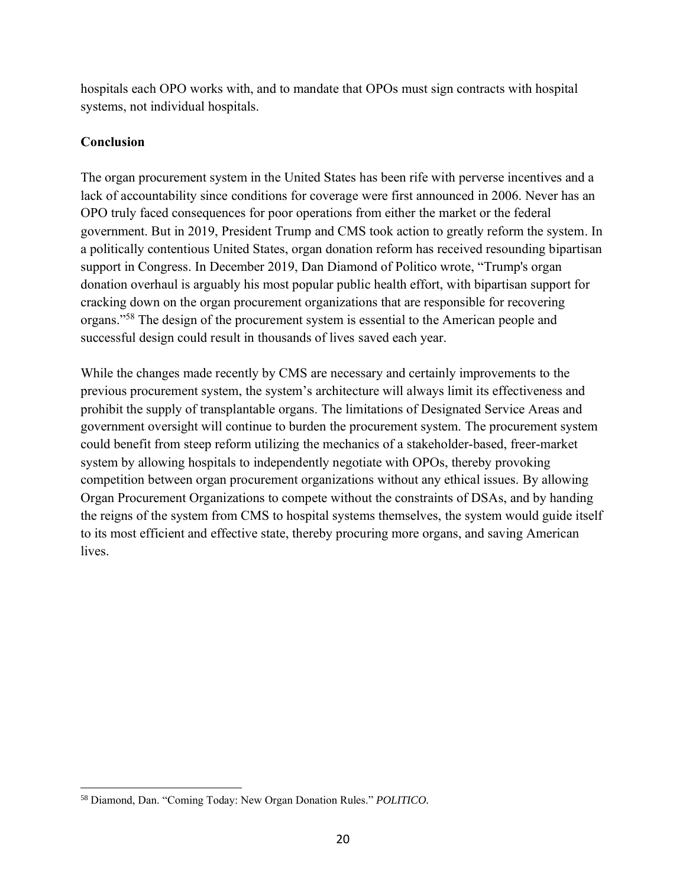hospitals each OPO works with, and to mandate that OPOs must sign contracts with hospital systems, not individual hospitals.

## Conclusion

The organ procurement system in the United States has been rife with perverse incentives and a lack of accountability since conditions for coverage were first announced in 2006. Never has an OPO truly faced consequences for poor operations from either the market or the federal government. But in 2019, President Trump and CMS took action to greatly reform the system. In a politically contentious United States, organ donation reform has received resounding bipartisan support in Congress. In December 2019, Dan Diamond of Politico wrote, "Trump's organ donation overhaul is arguably his most popular public health effort, with bipartisan support for cracking down on the organ procurement organizations that are responsible for recovering organs."[58] The design of the procurement system is essential to the American people and successful design could result in thousands of lives saved each year.

While the changes made recently by CMS are necessary and certainly improvements to the previous procurement system, the system's architecture will always limit its effectiveness and prohibit the supply of transplantable organs. The limitations of Designated Service Areas and government oversight will continue to burden the procurement system. The procurement system could benefit from steep reform utilizing the mechanics of a stakeholder-based, freer-market system by allowing hospitals to independently negotiate with OPOs, thereby provoking competition between organ procurement organizations without any ethical issues. By allowing Organ Procurement Organizations to compete without the constraints of DSAs, and by handing the reigns of the system from CMS to hospital systems themselves, the system would guide itself to its most efficient and effective state, thereby procuring more organs, and saving American lives.

---

[58] Diamond, Dan. "Coming Today: New Organ Donation Rules." *POLITICO*.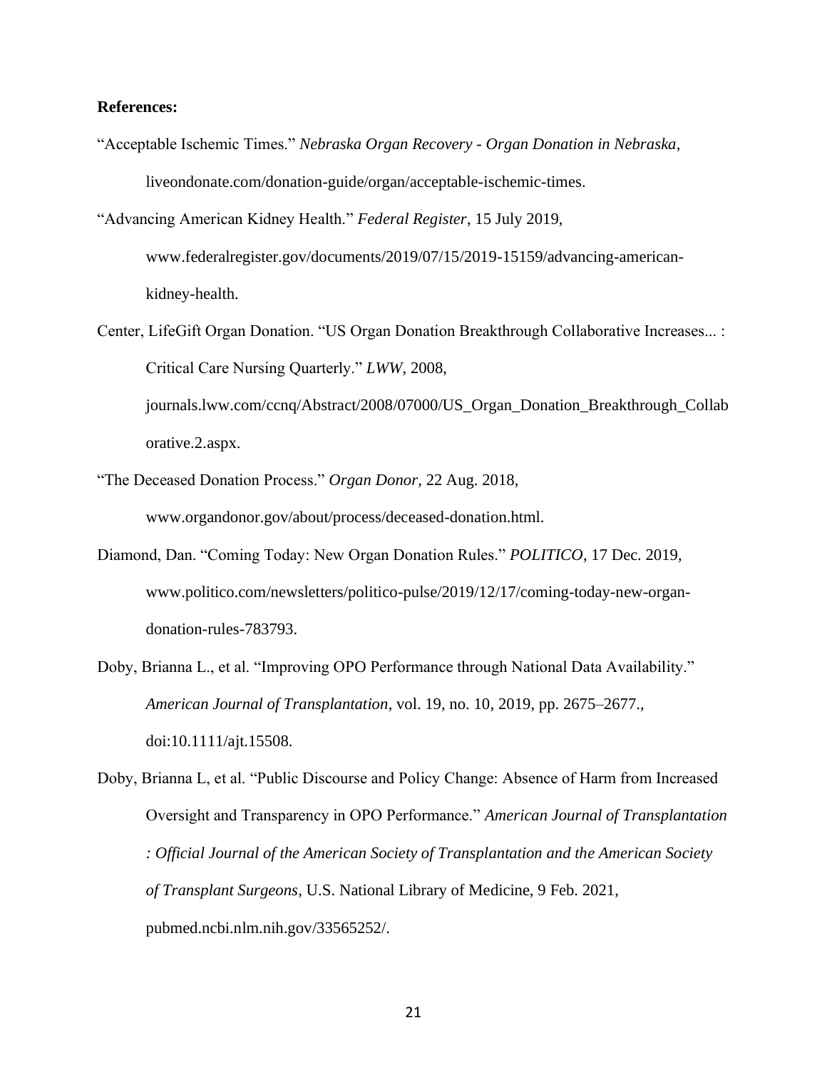**References:**

"Acceptable Ischemic Times." *Nebraska Organ Recovery - Organ Donation in Nebraska*, liveondonate.com/donation-guide/organ/acceptable-ischemic-times.

"Advancing American Kidney Health." *Federal Register*, 15 July 2019, www.federalregister.gov/documents/2019/07/15/2019-15159/advancing-american-kidney-health.

Center, LifeGift Organ Donation. "US Organ Donation Breakthrough Collaborative Increases... : Critical Care Nursing Quarterly." *LWW*, 2008, journals.lww.com/ccnq/Abstract/2008/07000/US_Organ_Donation_Breakthrough_Collaborative.2.aspx.

"The Deceased Donation Process." *Organ Donor*, 22 Aug. 2018, www.organdonor.gov/about/process/deceased-donation.html.

Diamond, Dan. "Coming Today: New Organ Donation Rules." *POLITICO*, 17 Dec. 2019, www.politico.com/newsletters/politico-pulse/2019/12/17/coming-today-new-organ-donation-rules-783793.

Doby, Brianna L., et al. "Improving OPO Performance through National Data Availability." *American Journal of Transplantation*, vol. 19, no. 10, 2019, pp. 2675–2677., doi:10.1111/ajt.15508.

Doby, Brianna L, et al. "Public Discourse and Policy Change: Absence of Harm from Increased Oversight and Transparency in OPO Performance." *American Journal of Transplantation : Official Journal of the American Society of Transplantation and the American Society of Transplant Surgeons*, U.S. National Library of Medicine, 9 Feb. 2021, pubmed.ncbi.nlm.nih.gov/33565252/.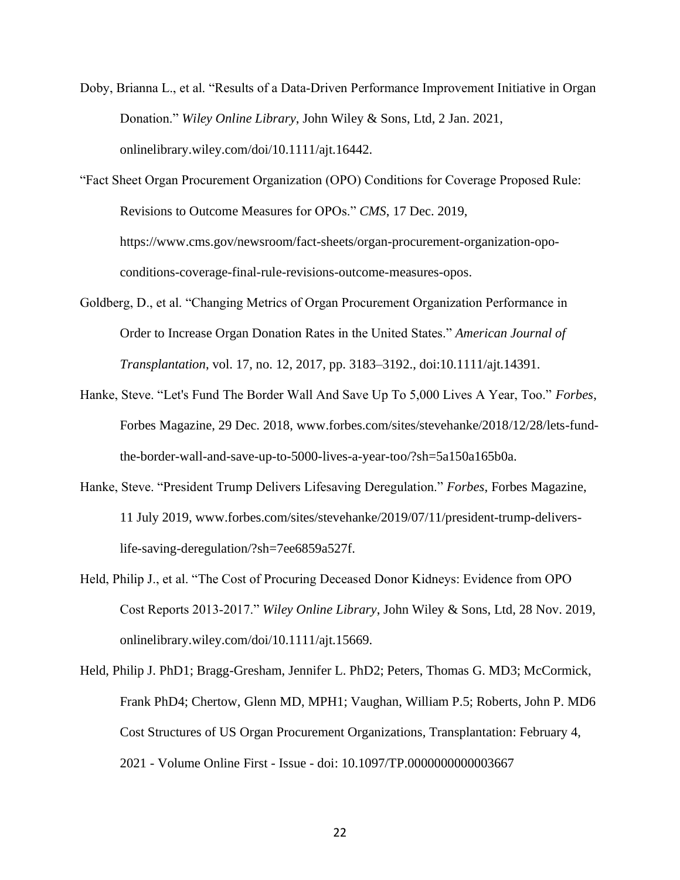Doby, Brianna L., et al. “Results of a Data-Driven Performance Improvement Initiative in Organ Donation.” *Wiley Online Library*, John Wiley & Sons, Ltd, 2 Jan. 2021, onlinelibrary.wiley.com/doi/10.1111/ajt.16442.

“Fact Sheet Organ Procurement Organization (OPO) Conditions for Coverage Proposed Rule: Revisions to Outcome Measures for OPOs.” *CMS*, 17 Dec. 2019, https://www.cms.gov/newsroom/fact-sheets/organ-procurement-organization-opo-conditions-coverage-final-rule-revisions-outcome-measures-opos.

Goldberg, D., et al. “Changing Metrics of Organ Procurement Organization Performance in Order to Increase Organ Donation Rates in the United States.” *American Journal of Transplantation*, vol. 17, no. 12, 2017, pp. 3183–3192., doi:10.1111/ajt.14391.

Hanke, Steve. “Let's Fund The Border Wall And Save Up To 5,000 Lives A Year, Too.” *Forbes*, Forbes Magazine, 29 Dec. 2018, www.forbes.com/sites/stevehanke/2018/12/28/lets-fund-the-border-wall-and-save-up-to-5000-lives-a-year-too/?sh=5a150a165b0a.

Hanke, Steve. “President Trump Delivers Lifesaving Deregulation.” *Forbes*, Forbes Magazine, 11 July 2019, www.forbes.com/sites/stevehanke/2019/07/11/president-trump-delivers-life-saving-deregulation/?sh=7ee6859a527f.

Held, Philip J., et al. “The Cost of Procuring Deceased Donor Kidneys: Evidence from OPO Cost Reports 2013-2017.” *Wiley Online Library*, John Wiley & Sons, Ltd, 28 Nov. 2019, onlinelibrary.wiley.com/doi/10.1111/ajt.15669.

Held, Philip J. PhD1; Bragg-Gresham, Jennifer L. PhD2; Peters, Thomas G. MD3; McCormick, Frank PhD4; Chertow, Glenn MD, MPH1; Vaughan, William P.5; Roberts, John P. MD6 Cost Structures of US Organ Procurement Organizations, Transplantation: February 4, 2021 - Volume Online First - Issue - doi: 10.1097/TP.0000000000003667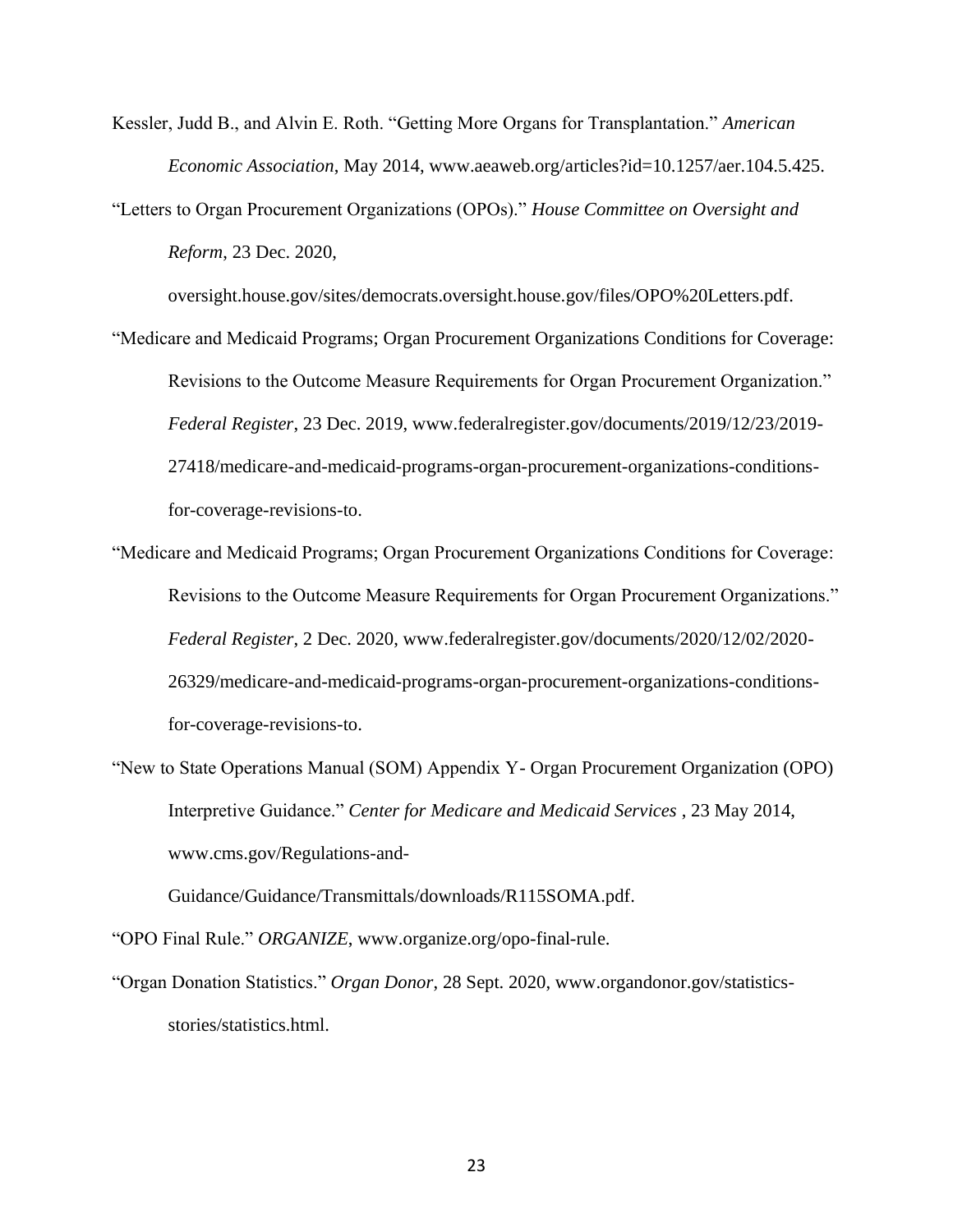Kessler, Judd B., and Alvin E. Roth. "Getting More Organs for Transplantation." *American Economic Association*, May 2014, www.aeaweb.org/articles?id=10.1257/aer.104.5.425.

"Letters to Organ Procurement Organizations (OPOs)." *House Committee on Oversight and Reform*, 23 Dec. 2020, oversight.house.gov/sites/democrats.oversight.house.gov/files/OPO%20Letters.pdf.

"Medicare and Medicaid Programs; Organ Procurement Organizations Conditions for Coverage: Revisions to the Outcome Measure Requirements for Organ Procurement Organization." *Federal Register*, 23 Dec. 2019, www.federalregister.gov/documents/2019/12/23/2019-27418/medicare-and-medicaid-programs-organ-procurement-organizations-conditions-for-coverage-revisions-to.

"Medicare and Medicaid Programs; Organ Procurement Organizations Conditions for Coverage: Revisions to the Outcome Measure Requirements for Organ Procurement Organizations." *Federal Register*, 2 Dec. 2020, www.federalregister.gov/documents/2020/12/02/2020-26329/medicare-and-medicaid-programs-organ-procurement-organizations-conditions-for-coverage-revisions-to.

"New to State Operations Manual (SOM) Appendix Y- Organ Procurement Organization (OPO) Interpretive Guidance." *Center for Medicare and Medicaid Services* , 23 May 2014, www.cms.gov/Regulations-and-Guidance/Guidance/Transmittals/downloads/R115SOMA.pdf.

"OPO Final Rule." *ORGANIZE*, www.organize.org/opo-final-rule.

"Organ Donation Statistics." *Organ Donor*, 28 Sept. 2020, www.organdonor.gov/statistics-stories/statistics.html.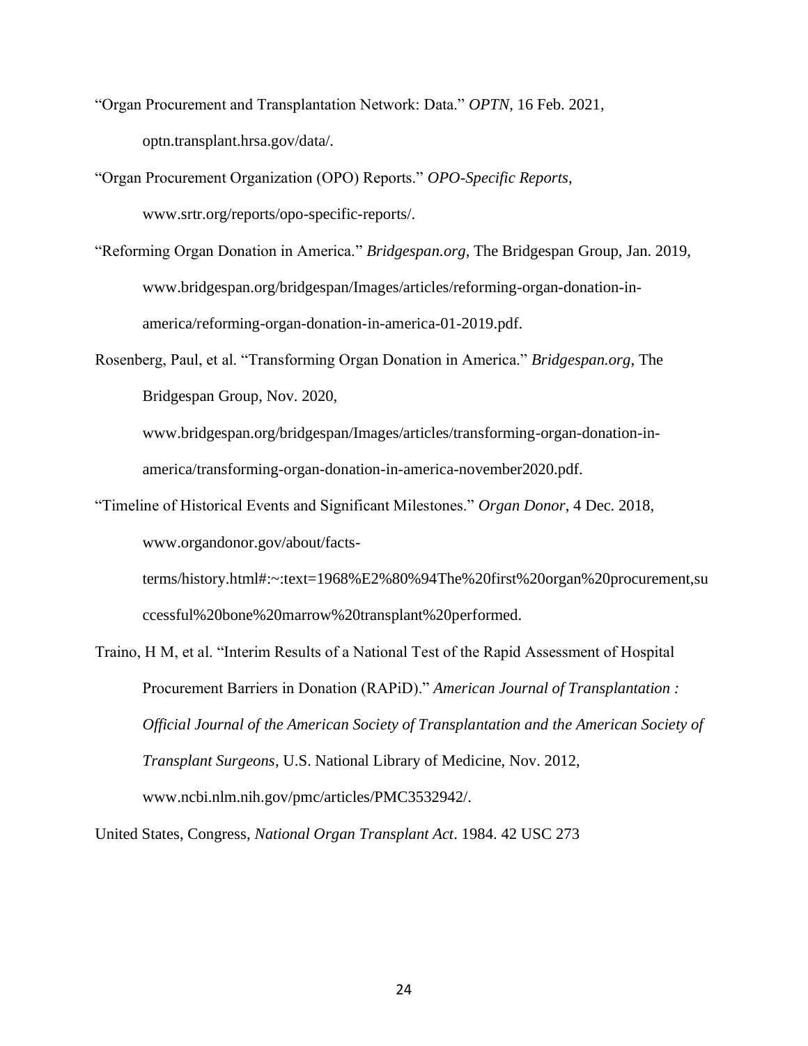"Organ Procurement and Transplantation Network: Data." *OPTN*, 16 Feb. 2021, optn.transplant.hrsa.gov/data/.

"Organ Procurement Organization (OPO) Reports." *OPO-Specific Reports*, www.srtr.org/reports/opo-specific-reports/.

"Reforming Organ Donation in America." *Bridgespan.org*, The Bridgespan Group, Jan. 2019, www.bridgespan.org/bridgespan/Images/articles/reforming-organ-donation-in-america/reforming-organ-donation-in-america-01-2019.pdf.

Rosenberg, Paul, et al. "Transforming Organ Donation in America." *Bridgespan.org*, The Bridgespan Group, Nov. 2020, www.bridgespan.org/bridgespan/Images/articles/transforming-organ-donation-in-america/transforming-organ-donation-in-america-november2020.pdf.

"Timeline of Historical Events and Significant Milestones." *Organ Donor*, 4 Dec. 2018, www.organdonor.gov/about/facts-terms/history.html#:~:text=1968%E2%80%94The%20first%20organ%20procurement,successful%20bone%20marrow%20transplant%20performed.

Traino, H M, et al. "Interim Results of a National Test of the Rapid Assessment of Hospital Procurement Barriers in Donation (RAPiD)." *American Journal of Transplantation : Official Journal of the American Society of Transplantation and the American Society of Transplant Surgeons*, U.S. National Library of Medicine, Nov. 2012, www.ncbi.nlm.nih.gov/pmc/articles/PMC3532942/.

United States, Congress, *National Organ Transplant Act*. 1984. 42 USC 273